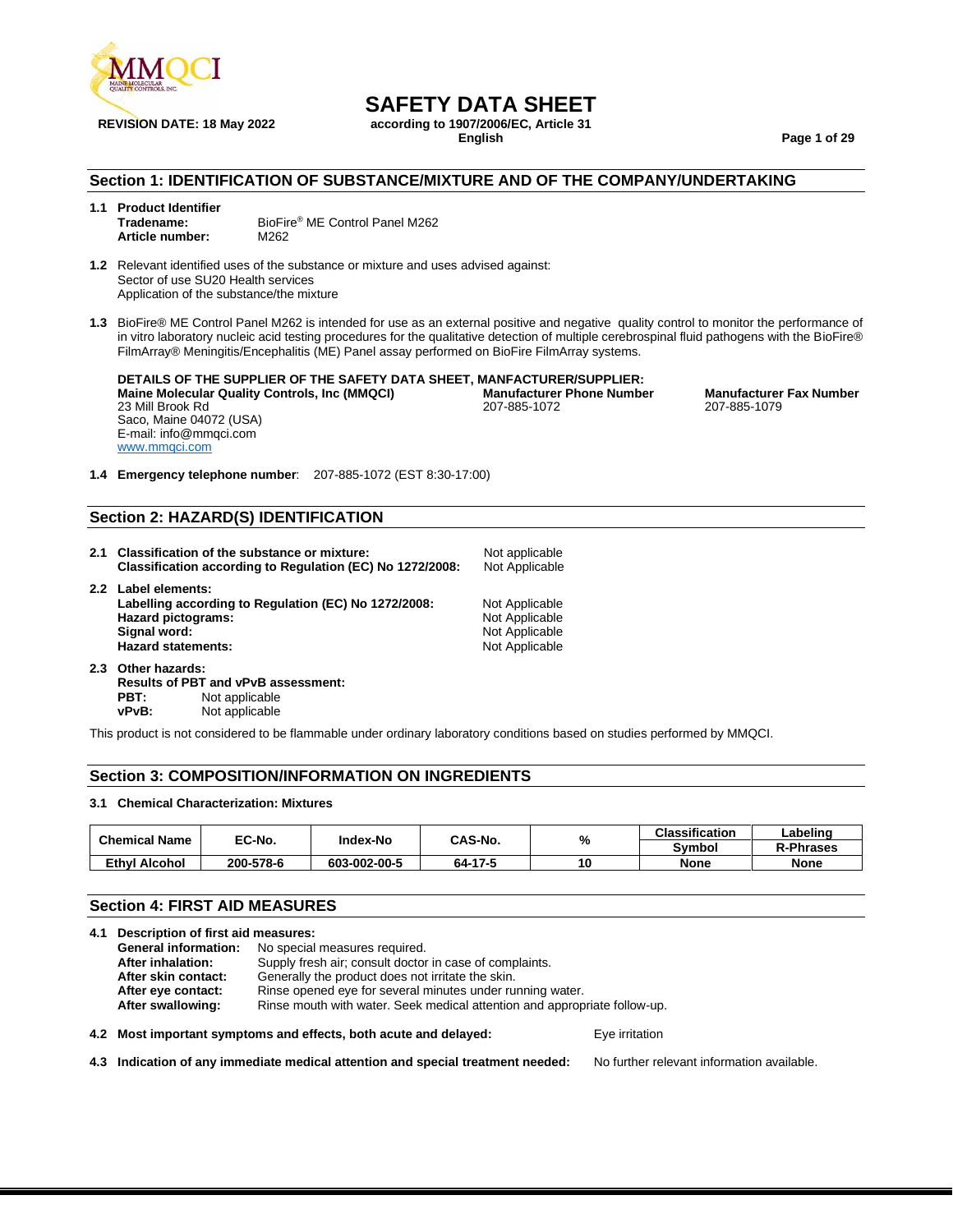# SAFETY DATA SHEET

**REVISION DATE: 18 May 2022**

**according to 1907/2006/EC, Article 31**
**English**

## Section 1: IDENTIFICATION OF SUBSTANCE/MIXTURE AND OF THE COMPANY/UNDERTAKING

**1.1 Product Identifier**

**Tradename:** BioFire® ME Control Panel M262
**Article number:** M262

**1.2** Relevant identified uses of the substance or mixture and uses advised against:
Sector of use SU20 Health services
Application of the substance/the mixture

**1.3** BioFire® ME Control Panel M262 is intended for use as an external positive and negative quality control to monitor the performance of in vitro laboratory nucleic acid testing procedures for the qualitative detection of multiple cerebrospinal fluid pathogens with the BioFire® FilmArray® Meningitis/Encephalitis (ME) Panel assay performed on BioFire FilmArray systems.

**DETAILS OF THE SUPPLIER OF THE SAFETY DATA SHEET, MANFACTURER/SUPPLIER:**

**Maine Molecular Quality Controls, Inc (MMQCI)**
23 Mill Brook Rd
Saco, Maine 04072 (USA)
E-mail: info@mmqci.com
www.mmqci.com

**Manufacturer Phone Number**
207-885-1072

**Manufacturer Fax Number**
207-885-1079

**1.4 Emergency telephone number**: 207-885-1072 (EST 8:30-17:00)

## Section 2: HAZARD(S) IDENTIFICATION

**2.1 Classification of the substance or mixture:** Not applicable
**Classification according to Regulation (EC) No 1272/2008:** Not Applicable

**2.2 Label elements:**
**Labelling according to Regulation (EC) No 1272/2008:** Not Applicable
**Hazard pictograms:** Not Applicable
**Signal word:** Not Applicable
**Hazard statements:** Not Applicable

**2.3 Other hazards:**
**Results of PBT and vPvB assessment:**
**PBT:** Not applicable
**vPvB:** Not applicable

This product is not considered to be flammable under ordinary laboratory conditions based on studies performed by MMQCI.

## Section 3: COMPOSITION/INFORMATION ON INGREDIENTS

**3.1 Chemical Characterization: Mixtures**

| Chemical Name | EC-No. | Index-No | CAS-No. | % | Classification Symbol | Labeling R-Phrases |
|---|---|---|---|---|---|---|
| **Ethyl Alcohol** | **200-578-6** | **603-002-00-5** | **64-17-5** | **10** | **None** | **None** |

## Section 4: FIRST AID MEASURES

**4.1 Description of first aid measures:**
**General information:** No special measures required.
**After inhalation:** Supply fresh air; consult doctor in case of complaints.
**After skin contact:** Generally the product does not irritate the skin.
**After eye contact:** Rinse opened eye for several minutes under running water.
**After swallowing:** Rinse mouth with water. Seek medical attention and appropriate follow-up.

**4.2 Most important symptoms and effects, both acute and delayed:** Eye irritation

**4.3 Indication of any immediate medical attention and special treatment needed:** No further relevant information available.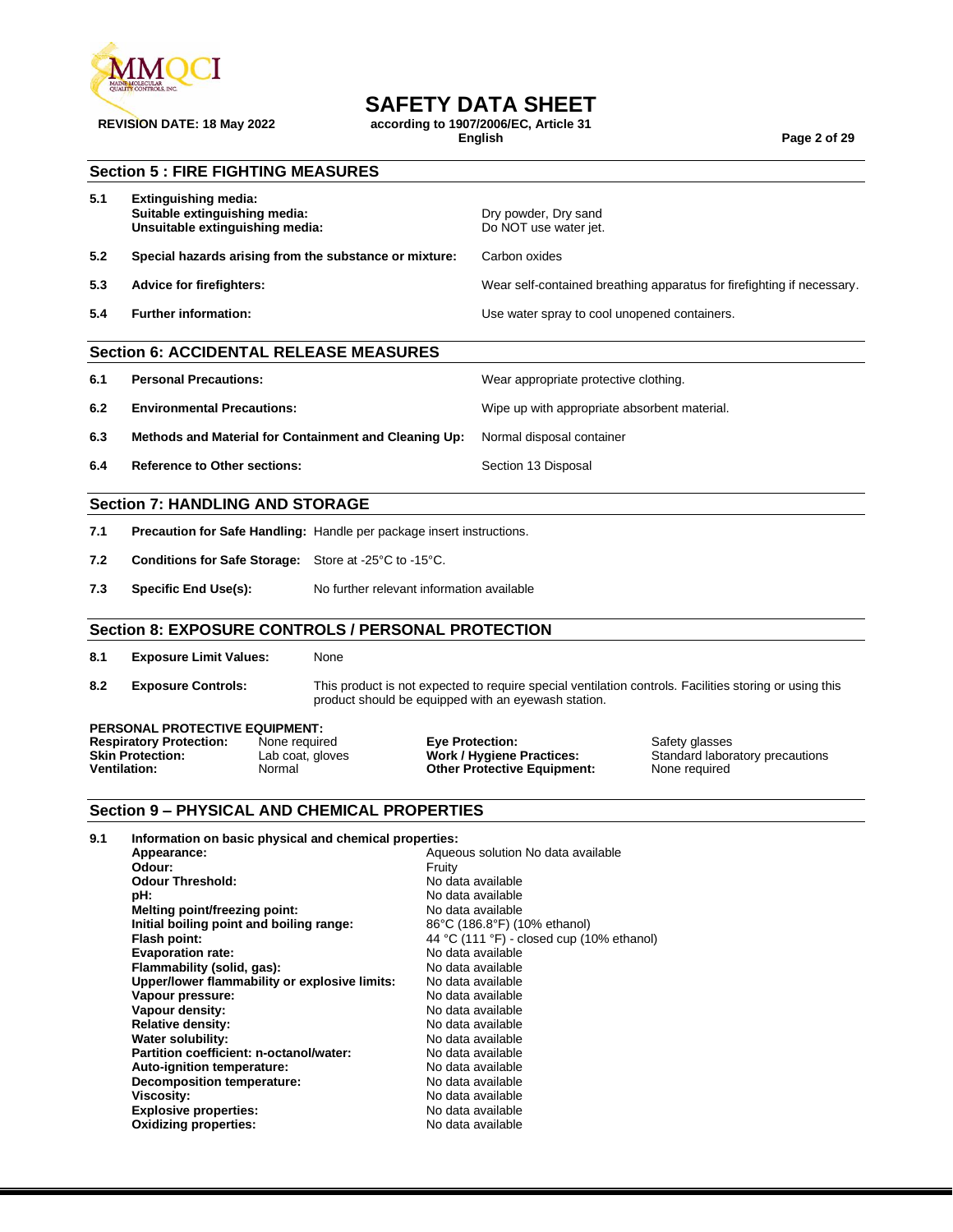## Section 5 : FIRE FIGHTING MEASURES

| | | |
|---|---|---|
| 5.1 | **Extinguishing media:**<br>**Suitable extinguishing media:**<br>**Unsuitable extinguishing media:** | <br>Dry powder, Dry sand<br>Do NOT use water jet. |
| 5.2 | **Special hazards arising from the substance or mixture:** | Carbon oxides |
| 5.3 | **Advice for firefighters:** | Wear self-contained breathing apparatus for firefighting if necessary. |
| 5.4 | **Further information:** | Use water spray to cool unopened containers. |

## Section 6: ACCIDENTAL RELEASE MEASURES

| | | |
|---|---|---|
| 6.1 | **Personal Precautions:** | Wear appropriate protective clothing. |
| 6.2 | **Environmental Precautions:** | Wipe up with appropriate absorbent material. |
| 6.3 | **Methods and Material for Containment and Cleaning Up:** | Normal disposal container |
| 6.4 | **Reference to Other sections:** | Section 13 Disposal |

## Section 7: HANDLING AND STORAGE

| | | |
|---|---|---|
| 7.1 | **Precaution for Safe Handling:** | Handle per package insert instructions. |
| 7.2 | **Conditions for Safe Storage:** | Store at -25°C to -15°C. |
| 7.3 | **Specific End Use(s):** | No further relevant information available |

## Section 8: EXPOSURE CONTROLS / PERSONAL PROTECTION

| | | |
|---|---|---|
| 8.1 | **Exposure Limit Values:** | None |
| 8.2 | **Exposure Controls:** | This product is not expected to require special ventilation controls. Facilities storing or using this product should be equipped with an eyewash station. |

**PERSONAL PROTECTIVE EQUIPMENT:**

| | | | |
|---|---|---|---|
| **Respiratory Protection:** | None required | **Eye Protection:** | Safety glasses |
| **Skin Protection:** | Lab coat, gloves | **Work / Hygiene Practices:** | Standard laboratory precautions |
| **Ventilation:** | Normal | **Other Protective Equipment:** | None required |

## Section 9 – PHYSICAL AND CHEMICAL PROPERTIES

**9.1 Information on basic physical and chemical properties:**

| | |
|---|---|
| **Appearance:** | Aqueous solution No data available |
| **Odour:** | Fruity |
| **Odour Threshold:** | No data available |
| **pH:** | No data available |
| **Melting point/freezing point:** | No data available |
| **Initial boiling point and boiling range:** | 86°C (186.8°F) (10% ethanol) |
| **Flash point:** | 44 °C (111 °F) - closed cup (10% ethanol) |
| **Evaporation rate:** | No data available |
| **Flammability (solid, gas):** | No data available |
| **Upper/lower flammability or explosive limits:** | No data available |
| **Vapour pressure:** | No data available |
| **Vapour density:** | No data available |
| **Relative density:** | No data available |
| **Water solubility:** | No data available |
| **Partition coefficient: n-octanol/water:** | No data available |
| **Auto-ignition temperature:** | No data available |
| **Decomposition temperature:** | No data available |
| **Viscosity:** | No data available |
| **Explosive properties:** | No data available |
| **Oxidizing properties:** | No data available |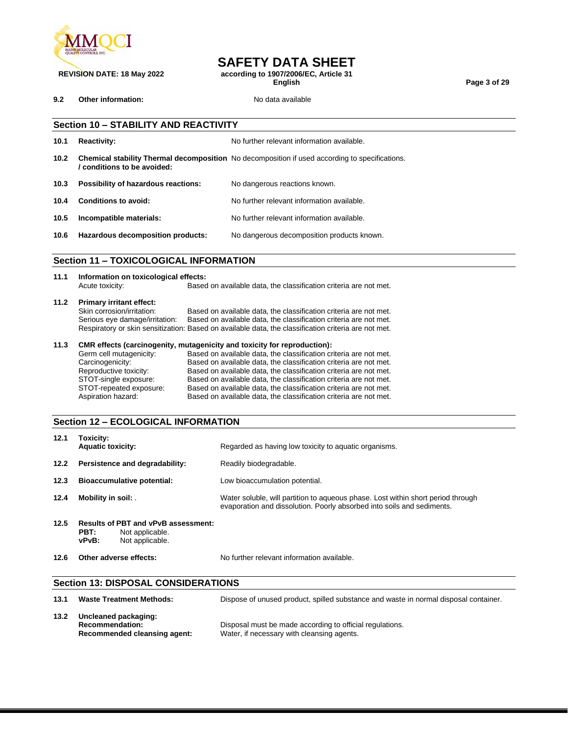**9.2 Other information:** No data available

## Section 10 – STABILITY AND REACTIVITY

**10.1 Reactivity:** No further relevant information available.

**10.2 Chemical stability Thermal decomposition / conditions to be avoided:** No decomposition if used according to specifications.

**10.3 Possibility of hazardous reactions:** No dangerous reactions known.

**10.4 Conditions to avoid:** No further relevant information available.

**10.5 Incompatible materials:** No further relevant information available.

**10.6 Hazardous decomposition products:** No dangerous decomposition products known.

## Section 11 – TOXICOLOGICAL INFORMATION

**11.1 Information on toxicological effects:**

Acute toxicity: Based on available data, the classification criteria are not met.

**11.2 Primary irritant effect:**

Skin corrosion/irritation: Based on available data, the classification criteria are not met.
Serious eye damage/irritation: Based on available data, the classification criteria are not met.
Respiratory or skin sensitization: Based on available data, the classification criteria are not met.

**11.3 CMR effects (carcinogenity, mutagenicity and toxicity for reproduction):**

Germ cell mutagenicity: Based on available data, the classification criteria are not met.
Carcinogenicity: Based on available data, the classification criteria are not met.
Reproductive toxicity: Based on available data, the classification criteria are not met.
STOT-single exposure: Based on available data, the classification criteria are not met.
STOT-repeated exposure: Based on available data, the classification criteria are not met.
Aspiration hazard: Based on available data, the classification criteria are not met.

## Section 12 – ECOLOGICAL INFORMATION

**12.1 Toxicity:**
**Aquatic toxicity:** Regarded as having low toxicity to aquatic organisms.

**12.2 Persistence and degradability:** Readily biodegradable.

**12.3 Bioaccumulative potential:** Low bioaccumulation potential.

**12.4 Mobility in soil:** . Water soluble, will partition to aqueous phase. Lost within short period through evaporation and dissolution. Poorly absorbed into soils and sediments.

**12.5 Results of PBT and vPvB assessment:**
**PBT:** Not applicable.
**vPvB:** Not applicable.

**12.6 Other adverse effects:** No further relevant information available.

## Section 13: DISPOSAL CONSIDERATIONS

**13.1 Waste Treatment Methods:** Dispose of unused product, spilled substance and waste in normal disposal container.

**13.2 Uncleaned packaging:**
**Recommendation:** Disposal must be made according to official regulations.
**Recommended cleansing agent:** Water, if necessary with cleansing agents.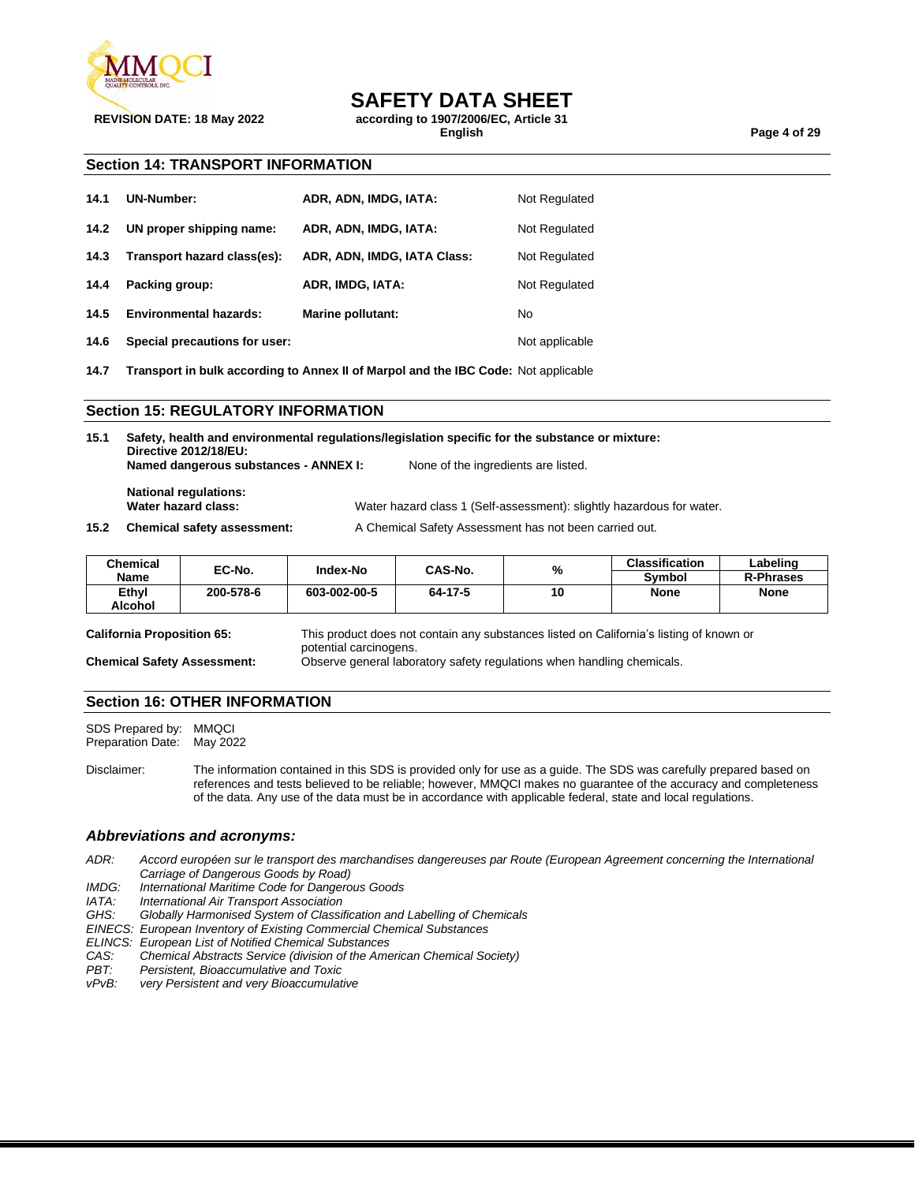## Section 14: TRANSPORT INFORMATION

| | | | |
|---|---|---|---|
| **14.1** | **UN-Number:** | **ADR, ADN, IMDG, IATA:** | Not Regulated |
| **14.2** | **UN proper shipping name:** | **ADR, ADN, IMDG, IATA:** | Not Regulated |
| **14.3** | **Transport hazard class(es):** | **ADR, ADN, IMDG, IATA Class:** | Not Regulated |
| **14.4** | **Packing group:** | **ADR, IMDG, IATA:** | Not Regulated |
| **14.5** | **Environmental hazards:** | **Marine pollutant:** | No |
| **14.6** | **Special precautions for user:** | | Not applicable |

**14.7** **Transport in bulk according to Annex II of Marpol and the IBC Code:** Not applicable

## Section 15: REGULATORY INFORMATION

**15.1** **Safety, health and environmental regulations/legislation specific for the substance or mixture:**
**Directive 2012/18/EU:**
**Named dangerous substances - ANNEX I:** None of the ingredients are listed.

**National regulations:**
**Water hazard class:** Water hazard class 1 (Self-assessment): slightly hazardous for water.

**15.2** **Chemical safety assessment:** A Chemical Safety Assessment has not been carried out.

| Chemical Name | EC-No. | Index-No | CAS-No. | % | Classification Symbol | Labeling R-Phrases |
|---|---|---|---|---|---|---|
| **Ethyl Alcohol** | **200-578-6** | **603-002-00-5** | **64-17-5** | **10** | **None** | **None** |

**California Proposition 65:** This product does not contain any substances listed on California's listing of known or potential carcinogens.

**Chemical Safety Assessment:** Observe general laboratory safety regulations when handling chemicals.

## Section 16: OTHER INFORMATION

SDS Prepared by: MMQCI
Preparation Date: May 2022

Disclaimer: The information contained in this SDS is provided only for use as a guide. The SDS was carefully prepared based on references and tests believed to be reliable; however, MMQCI makes no guarantee of the accuracy and completeness of the data. Any use of the data must be in accordance with applicable federal, state and local regulations.

### *Abbreviations and acronyms:*

*ADR: Accord européen sur le transport des marchandises dangereuses par Route (European Agreement concerning the International Carriage of Dangerous Goods by Road)*
*IMDG: International Maritime Code for Dangerous Goods*
*IATA: International Air Transport Association*
*GHS: Globally Harmonised System of Classification and Labelling of Chemicals*
*EINECS: European Inventory of Existing Commercial Chemical Substances*
*ELINCS: European List of Notified Chemical Substances*
*CAS: Chemical Abstracts Service (division of the American Chemical Society)*
*PBT: Persistent, Bioaccumulative and Toxic*
*vPvB: very Persistent and very Bioaccumulative*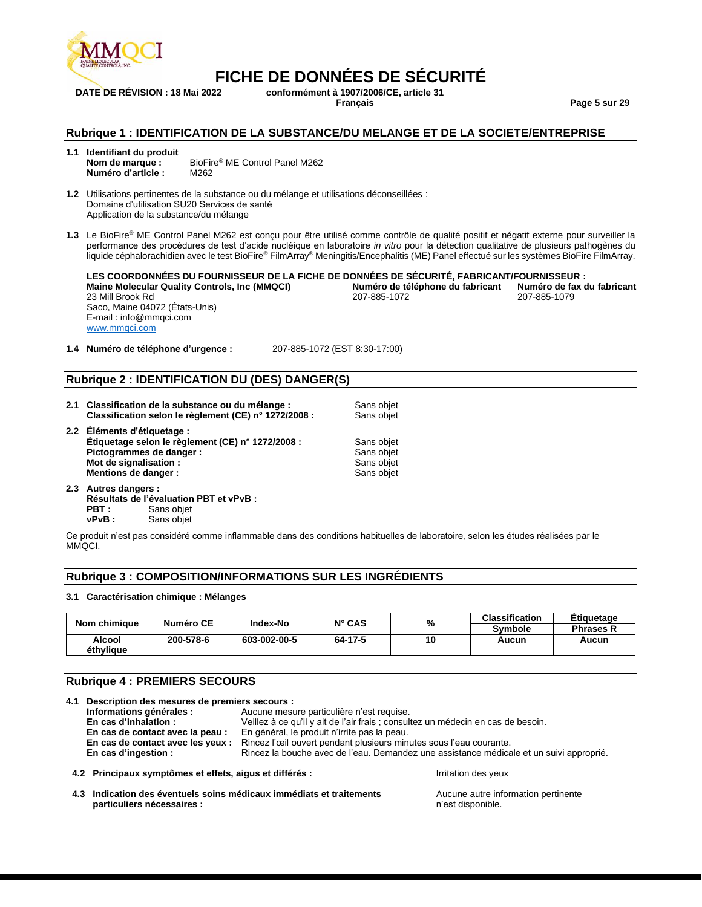# FICHE DE DONNÉES DE SÉCURITÉ

**DATE DE RÉVISION : 18 Mai 2022** **conformément à 1907/2006/CE, article 31**
**Français**

## Rubrique 1 : IDENTIFICATION DE LA SUBSTANCE/DU MELANGE ET DE LA SOCIETE/ENTREPRISE

**1.1 Identifiant du produit**
**Nom de marque :** BioFire® ME Control Panel M262
**Numéro d'article :** M262

**1.2** Utilisations pertinentes de la substance ou du mélange et utilisations déconseillées :
Domaine d'utilisation SU20 Services de santé
Application de la substance/du mélange

**1.3** Le BioFire® ME Control Panel M262 est conçu pour être utilisé comme contrôle de qualité positif et négatif externe pour surveiller la performance des procédures de test d'acide nucléique en laboratoire *in vitro* pour la détection qualitative de plusieurs pathogènes du liquide céphalorachidien avec le test BioFire® FilmArray® Meningitis/Encephalitis (ME) Panel effectué sur les systèmes BioFire FilmArray.

**LES COORDONNÉES DU FOURNISSEUR DE LA FICHE DE DONNÉES DE SÉCURITÉ, FABRICANT/FOURNISSEUR :**

**Maine Molecular Quality Controls, Inc (MMQCI)**
23 Mill Brook Rd
Saco, Maine 04072 (États-Unis)
E-mail : info@mmqci.com
www.mmqci.com

**Numéro de téléphone du fabricant** 207-885-1072

**Numéro de fax du fabricant** 207-885-1079

**1.4 Numéro de téléphone d'urgence :** 207-885-1072 (EST 8:30-17:00)

## Rubrique 2 : IDENTIFICATION DU (DES) DANGER(S)

**2.1 Classification de la substance ou du mélange :** Sans objet
**Classification selon le règlement (CE) n° 1272/2008 :** Sans objet

**2.2 Éléments d'étiquetage :**
**Étiquetage selon le règlement (CE) n° 1272/2008 :** Sans objet
**Pictogrammes de danger :** Sans objet
**Mot de signalisation :** Sans objet
**Mentions de danger :** Sans objet

**2.3 Autres dangers :**
**Résultats de l'évaluation PBT et vPvB :**
**PBT :** Sans objet
**vPvB :** Sans objet

Ce produit n'est pas considéré comme inflammable dans des conditions habituelles de laboratoire, selon les études réalisées par le MMQCI.

## Rubrique 3 : COMPOSITION/INFORMATIONS SUR LES INGRÉDIENTS

**3.1 Caractérisation chimique : Mélanges**

| Nom chimique | Numéro CE | Index-No | N° CAS | % | Classification | Étiquetage |
|---|---|---|---|---|---|---|
| | | | | | Symbole | Phrases R |
| Alcool éthylique | 200-578-6 | 603-002-00-5 | 64-17-5 | 10 | Aucun | Aucun |

## Rubrique 4 : PREMIERS SECOURS

**4.1 Description des mesures de premiers secours :**
**Informations générales :** Aucune mesure particulière n'est requise.
**En cas d'inhalation :** Veillez à ce qu'il y ait de l'air frais ; consultez un médecin en cas de besoin.
**En cas de contact avec la peau :** En général, le produit n'irrite pas la peau.
**En cas de contact avec les yeux :** Rincez l'œil ouvert pendant plusieurs minutes sous l'eau courante.
**En cas d'ingestion :** Rincez la bouche avec de l'eau. Demandez une assistance médicale et un suivi approprié.

**4.2 Principaux symptômes et effets, aigus et différés :** Irritation des yeux

**4.3 Indication des éventuels soins médicaux immédiats et traitements particuliers nécessaires :** Aucune autre information pertinente n'est disponible.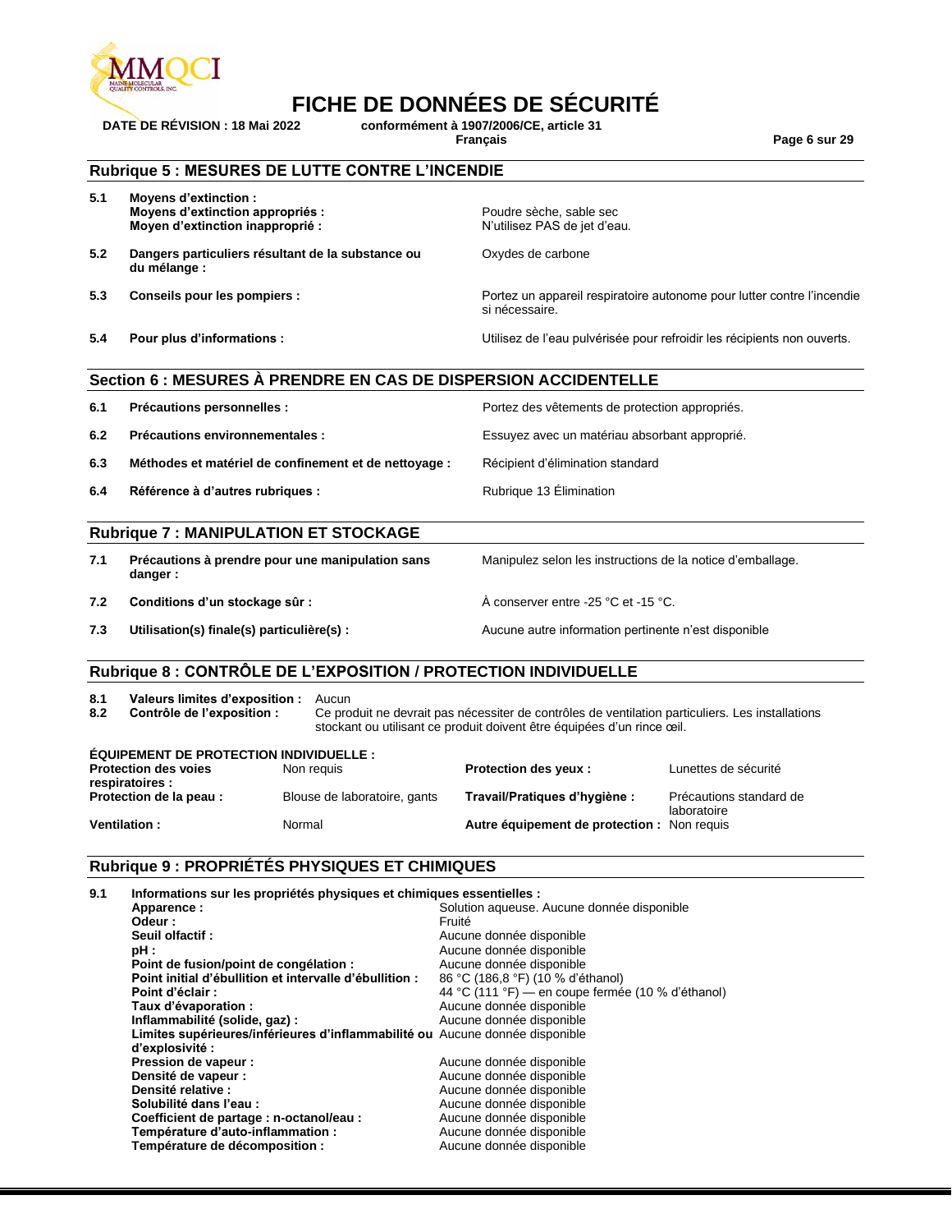## Rubrique 5 : MESURES DE LUTTE CONTRE L'INCENDIE

| | | |
|---|---|---|
| **5.1** | **Moyens d'extinction :**<br>**Moyens d'extinction appropriés :**<br>**Moyen d'extinction inapproprié :** | <br>Poudre sèche, sable sec<br>N'utilisez PAS de jet d'eau. |
| **5.2** | **Dangers particuliers résultant de la substance ou du mélange :** | Oxydes de carbone |
| **5.3** | **Conseils pour les pompiers :** | Portez un appareil respiratoire autonome pour lutter contre l'incendie si nécessaire. |
| **5.4** | **Pour plus d'informations :** | Utilisez de l'eau pulvérisée pour refroidir les récipients non ouverts. |

## Section 6 : MESURES À PRENDRE EN CAS DE DISPERSION ACCIDENTELLE

| | | |
|---|---|---|
| **6.1** | **Précautions personnelles :** | Portez des vêtements de protection appropriés. |
| **6.2** | **Précautions environnementales :** | Essuyez avec un matériau absorbant approprié. |
| **6.3** | **Méthodes et matériel de confinement et de nettoyage :** | Récipient d'élimination standard |
| **6.4** | **Référence à d'autres rubriques :** | Rubrique 13 Élimination |

## Rubrique 7 : MANIPULATION ET STOCKAGE

| | | |
|---|---|---|
| **7.1** | **Précautions à prendre pour une manipulation sans danger :** | Manipulez selon les instructions de la notice d'emballage. |
| **7.2** | **Conditions d'un stockage sûr :** | À conserver entre -25 °C et -15 °C. |
| **7.3** | **Utilisation(s) finale(s) particulière(s) :** | Aucune autre information pertinente n'est disponible |

## Rubrique 8 : CONTRÔLE DE L'EXPOSITION / PROTECTION INDIVIDUELLE

**8.1 Valeurs limites d'exposition :** Aucun

**8.2 Contrôle de l'exposition :** Ce produit ne devrait pas nécessiter de contrôles de ventilation particuliers. Les installations stockant ou utilisant ce produit doivent être équipées d'un rince œil.

**ÉQUIPEMENT DE PROTECTION INDIVIDUELLE :**

| | | | |
|---|---|---|---|
| **Protection des voies respiratoires :** | Non requis | **Protection des yeux :** | Lunettes de sécurité |
| **Protection de la peau :** | Blouse de laboratoire, gants | **Travail/Pratiques d'hygiène :** | Précautions standard de laboratoire |
| **Ventilation :** | Normal | **Autre équipement de protection :** | Non requis |

## Rubrique 9 : PROPRIÉTÉS PHYSIQUES ET CHIMIQUES

**9.1 Informations sur les propriétés physiques et chimiques essentielles :**

| | |
|---|---|
| **Apparence :** | Solution aqueuse. Aucune donnée disponible |
| **Odeur :** | Fruité |
| **Seuil olfactif :** | Aucune donnée disponible |
| **pH :** | Aucune donnée disponible |
| **Point de fusion/point de congélation :** | Aucune donnée disponible |
| **Point initial d'ébullition et intervalle d'ébullition :** | 86 °C (186,8 °F) (10 % d'éthanol) |
| **Point d'éclair :** | 44 °C (111 °F) — en coupe fermée (10 % d'éthanol) |
| **Taux d'évaporation :** | Aucune donnée disponible |
| **Inflammabilité (solide, gaz) :** | Aucune donnée disponible |
| **Limites supérieures/inférieures d'inflammabilité ou d'explosivité :** | Aucune donnée disponible |
| **Pression de vapeur :** | Aucune donnée disponible |
| **Densité de vapeur :** | Aucune donnée disponible |
| **Densité relative :** | Aucune donnée disponible |
| **Solubilité dans l'eau :** | Aucune donnée disponible |
| **Coefficient de partage : n-octanol/eau :** | Aucune donnée disponible |
| **Température d'auto-inflammation :** | Aucune donnée disponible |
| **Température de décomposition :** | Aucune donnée disponible |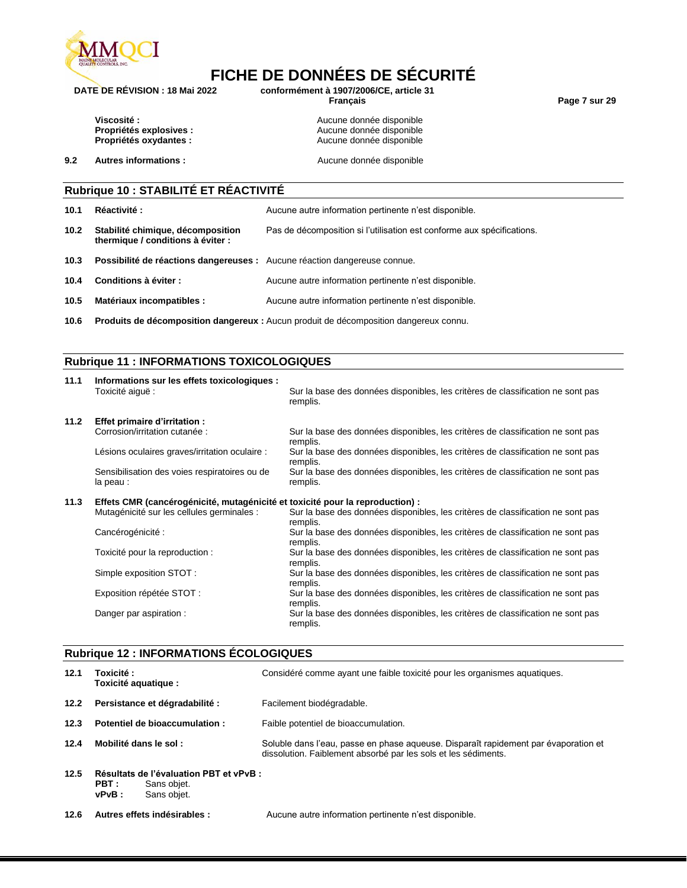**Viscosité :** Aucune donnée disponible
**Propriétés explosives :** Aucune donnée disponible
**Propriétés oxydantes :** Aucune donnée disponible

**9.2 Autres informations :** Aucune donnée disponible

## Rubrique 10 : STABILITÉ ET RÉACTIVITÉ

**10.1 Réactivité :** Aucune autre information pertinente n'est disponible.

**10.2 Stabilité chimique, décomposition thermique / conditions à éviter :** Pas de décomposition si l'utilisation est conforme aux spécifications.

**10.3 Possibilité de réactions dangereuses :** Aucune réaction dangereuse connue.

**10.4 Conditions à éviter :** Aucune autre information pertinente n'est disponible.

**10.5 Matériaux incompatibles :** Aucune autre information pertinente n'est disponible.

**10.6 Produits de décomposition dangereux :** Aucun produit de décomposition dangereux connu.

## Rubrique 11 : INFORMATIONS TOXICOLOGIQUES

**11.1 Informations sur les effets toxicologiques :**

Toxicité aiguë : Sur la base des données disponibles, les critères de classification ne sont pas remplis.

**11.2 Effet primaire d'irritation :**

Corrosion/irritation cutanée : Sur la base des données disponibles, les critères de classification ne sont pas remplis.

Lésions oculaires graves/irritation oculaire : Sur la base des données disponibles, les critères de classification ne sont pas remplis.

Sensibilisation des voies respiratoires ou de la peau : Sur la base des données disponibles, les critères de classification ne sont pas remplis.

**11.3 Effets CMR (cancérogénicité, mutagénicité et toxicité pour la reproduction) :**

Mutagénicité sur les cellules germinales : Sur la base des données disponibles, les critères de classification ne sont pas remplis.

Cancérogénicité : Sur la base des données disponibles, les critères de classification ne sont pas remplis.

Toxicité pour la reproduction : Sur la base des données disponibles, les critères de classification ne sont pas remplis.

Simple exposition STOT : Sur la base des données disponibles, les critères de classification ne sont pas remplis.

Exposition répétée STOT : Sur la base des données disponibles, les critères de classification ne sont pas remplis.

Danger par aspiration : Sur la base des données disponibles, les critères de classification ne sont pas remplis.

## Rubrique 12 : INFORMATIONS ÉCOLOGIQUES

**12.1 Toxicité :**
**Toxicité aquatique :** Considéré comme ayant une faible toxicité pour les organismes aquatiques.

**12.2 Persistance et dégradabilité :** Facilement biodégradable.

**12.3 Potentiel de bioaccumulation :** Faible potentiel de bioaccumulation.

**12.4 Mobilité dans le sol :** Soluble dans l'eau, passe en phase aqueuse. Disparaît rapidement par évaporation et dissolution. Faiblement absorbé par les sols et les sédiments.

**12.5 Résultats de l'évaluation PBT et vPvB :**
**PBT :** Sans objet.
**vPvB :** Sans objet.

**12.6 Autres effets indésirables :** Aucune autre information pertinente n'est disponible.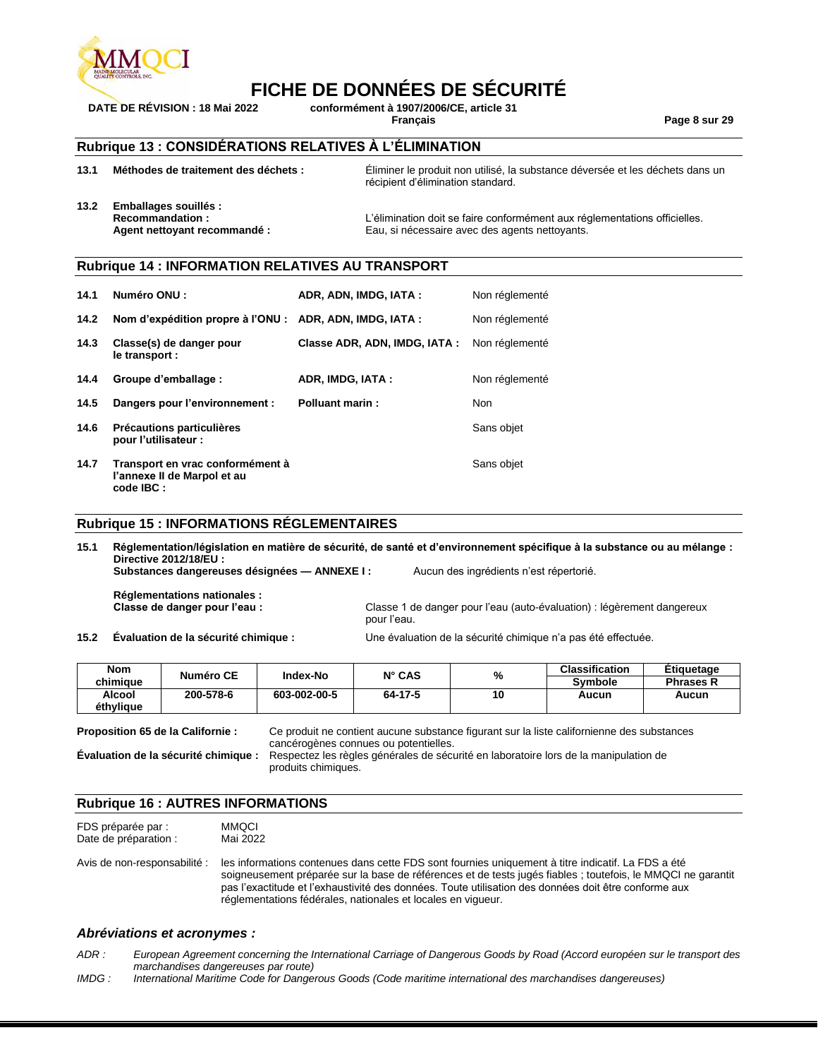## Rubrique 13 : CONSIDÉRATIONS RELATIVES À L'ÉLIMINATION

**13.1 Méthodes de traitement des déchets :** Éliminer le produit non utilisé, la substance déversée et les déchets dans un récipient d'élimination standard.

**13.2 Emballages souillés :**
**Recommandation :** L'élimination doit se faire conformément aux réglementations officielles.
**Agent nettoyant recommandé :** Eau, si nécessaire avec des agents nettoyants.

## Rubrique 14 : INFORMATION RELATIVES AU TRANSPORT

| | | | |
|---|---|---|---|
| **14.1** | **Numéro ONU :** | **ADR, ADN, IMDG, IATA :** | Non réglementé |
| **14.2** | **Nom d'expédition propre à l'ONU :** | **ADR, ADN, IMDG, IATA :** | Non réglementé |
| **14.3** | **Classe(s) de danger pour le transport :** | **Classe ADR, ADN, IMDG, IATA :** | Non réglementé |
| **14.4** | **Groupe d'emballage :** | **ADR, IMDG, IATA :** | Non réglementé |
| **14.5** | **Dangers pour l'environnement :** | **Polluant marin :** | Non |
| **14.6** | **Précautions particulières pour l'utilisateur :** | | Sans objet |
| **14.7** | **Transport en vrac conformément à l'annexe II de Marpol et au code IBC :** | | Sans objet |

## Rubrique 15 : INFORMATIONS RÉGLEMENTAIRES

**15.1 Réglementation/législation en matière de sécurité, de santé et d'environnement spécifique à la substance ou au mélange :**
**Directive 2012/18/EU :**
**Substances dangereuses désignées — ANNEXE I :** Aucun des ingrédients n'est répertorié.

**Réglementations nationales :**
**Classe de danger pour l'eau :** Classe 1 de danger pour l'eau (auto-évaluation) : légèrement dangereux pour l'eau.

**15.2 Évaluation de la sécurité chimique :** Une évaluation de la sécurité chimique n'a pas été effectuée.

| Nom chimique | Numéro CE | Index-No | N° CAS | % | Classification | Étiquetage |
|---|---|---|---|---|---|---|
| | | | | | Symbole | Phrases R |
| Alcool éthylique | 200-578-6 | 603-002-00-5 | 64-17-5 | 10 | Aucun | Aucun |

**Proposition 65 de la Californie :** Ce produit ne contient aucune substance figurant sur la liste californienne des substances cancérogènes connues ou potentielles.

**Évaluation de la sécurité chimique :** Respectez les règles générales de sécurité en laboratoire lors de la manipulation de produits chimiques.

## Rubrique 16 : AUTRES INFORMATIONS

FDS préparée par : MMQCI
Date de préparation : Mai 2022

Avis de non-responsabilité : les informations contenues dans cette FDS sont fournies uniquement à titre indicatif. La FDS a été soigneusement préparée sur la base de références et de tests jugés fiables ; toutefois, le MMQCI ne garantit pas l'exactitude et l'exhaustivité des données. Toute utilisation des données doit être conforme aux réglementations fédérales, nationales et locales en vigueur.

### *Abréviations et acronymes :*

*ADR :* *European Agreement concerning the International Carriage of Dangerous Goods by Road (Accord européen sur le transport des marchandises dangereuses par route)*

*IMDG :* *International Maritime Code for Dangerous Goods (Code maritime international des marchandises dangereuses)*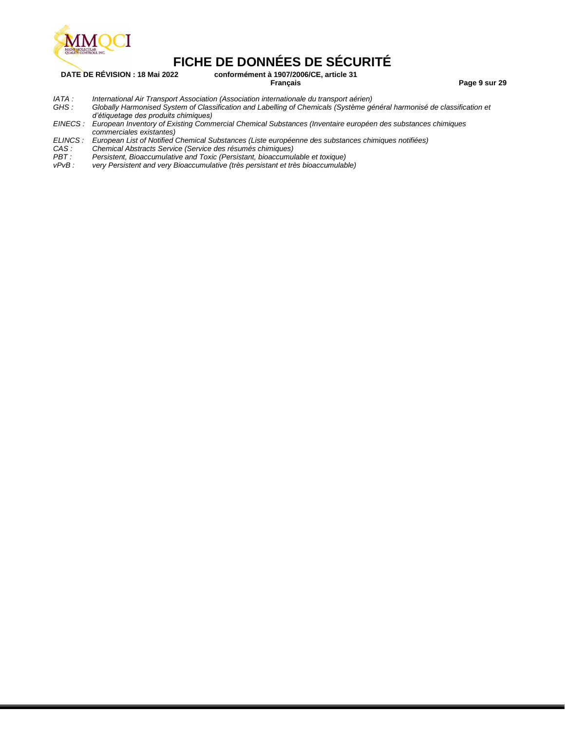*IATA :* *International Air Transport Association (Association internationale du transport aérien)*
*GHS :* *Globally Harmonised System of Classification and Labelling of Chemicals (Système général harmonisé de classification et d'étiquetage des produits chimiques)*
*EINECS :* *European Inventory of Existing Commercial Chemical Substances (Inventaire européen des substances chimiques commerciales existantes)*
*ELINCS :* *European List of Notified Chemical Substances (Liste européenne des substances chimiques notifiées)*
*CAS :* *Chemical Abstracts Service (Service des résumés chimiques)*
*PBT :* *Persistent, Bioaccumulative and Toxic (Persistant, bioaccumulable et toxique)*
*vPvB :* *very Persistent and very Bioaccumulative (très persistant et très bioaccumulable)*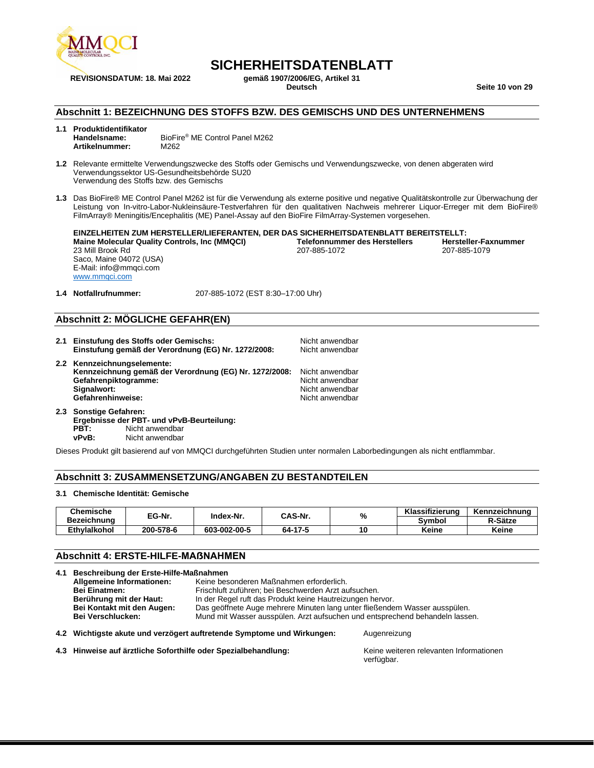# SICHERHEITSDATENBLATT

**REVISIONSDATUM: 18. Mai 2022** **gemäß 1907/2006/EG, Artikel 31**
**Deutsch**

## Abschnitt 1: BEZEICHNUNG DES STOFFS BZW. DES GEMISCHS UND DES UNTERNEHMENS

**1.1 Produktidentifikator**
**Handelsname:** BioFire® ME Control Panel M262
**Artikelnummer:** M262

**1.2** Relevante ermittelte Verwendungszwecke des Stoffs oder Gemischs und Verwendungszwecke, von denen abgeraten wird
Verwendungssektor US-Gesundheitsbehörde SU20
Verwendung des Stoffs bzw. des Gemischs

**1.3** Das BioFire® ME Control Panel M262 ist für die Verwendung als externe positive und negative Qualitätskontrolle zur Überwachung der Leistung von In-vitro-Labor-Nukleinsäure-Testverfahren für den qualitativen Nachweis mehrerer Liquor-Erreger mit dem BioFire® FilmArray® Meningitis/Encephalitis (ME) Panel-Assay auf den BioFire FilmArray-Systemen vorgesehen.

**EINZELHEITEN ZUM HERSTELLER/LIEFERANTEN, DER DAS SICHERHEITSDATENBLATT BEREITSTELLT:**

**Maine Molecular Quality Controls, Inc (MMQCI)**
23 Mill Brook Rd
Saco, Maine 04072 (USA)
E-Mail: info@mmqci.com
www.mmqci.com

**Telefonnummer des Herstellers**
207-885-1072

**Hersteller-Faxnummer**
207-885-1079

**1.4 Notfallrufnummer:** 207-885-1072 (EST 8:30–17:00 Uhr)

## Abschnitt 2: MÖGLICHE GEFAHR(EN)

**2.1 Einstufung des Stoffs oder Gemischs:** Nicht anwendbar
**Einstufung gemäß der Verordnung (EG) Nr. 1272/2008:** Nicht anwendbar

**2.2 Kennzeichnungselemente:**
**Kennzeichnung gemäß der Verordnung (EG) Nr. 1272/2008:** Nicht anwendbar
**Gefahrenpiktogramme:** Nicht anwendbar
**Signalwort:** Nicht anwendbar
**Gefahrenhinweise:** Nicht anwendbar

**2.3 Sonstige Gefahren:**
**Ergebnisse der PBT- und vPvB-Beurteilung:**
**PBT:** Nicht anwendbar
**vPvB:** Nicht anwendbar

Dieses Produkt gilt basierend auf von MMQCI durchgeführten Studien unter normalen Laborbedingungen als nicht entflammbar.

## Abschnitt 3: ZUSAMMENSETZUNG/ANGABEN ZU BESTANDTEILEN

**3.1 Chemische Identität: Gemische**

| Chemische Bezeichnung | EG-Nr. | Index-Nr. | CAS-Nr. | % | Klassifizierung | Kennzeichnung |
|---|---|---|---|---|---|---|
| | | | | | Symbol | R-Sätze |
| Ethylalkohol | 200-578-6 | 603-002-00-5 | 64-17-5 | 10 | Keine | Keine |

## Abschnitt 4: ERSTE-HILFE-MAßNAHMEN

**4.1 Beschreibung der Erste-Hilfe-Maßnahmen**
**Allgemeine Informationen:** Keine besonderen Maßnahmen erforderlich.
**Bei Einatmen:** Frischluft zuführen; bei Beschwerden Arzt aufsuchen.
**Berührung mit der Haut:** In der Regel ruft das Produkt keine Hautreizungen hervor.
**Bei Kontakt mit den Augen:** Das geöffnete Auge mehrere Minuten lang unter fließendem Wasser ausspülen.
**Bei Verschlucken:** Mund mit Wasser ausspülen. Arzt aufsuchen und entsprechend behandeln lassen.

**4.2 Wichtigste akute und verzögert auftretende Symptome und Wirkungen:** Augenreizung

**4.3 Hinweise auf ärztliche Soforthilfe oder Spezialbehandlung:** Keine weiteren relevanten Informationen verfügbar.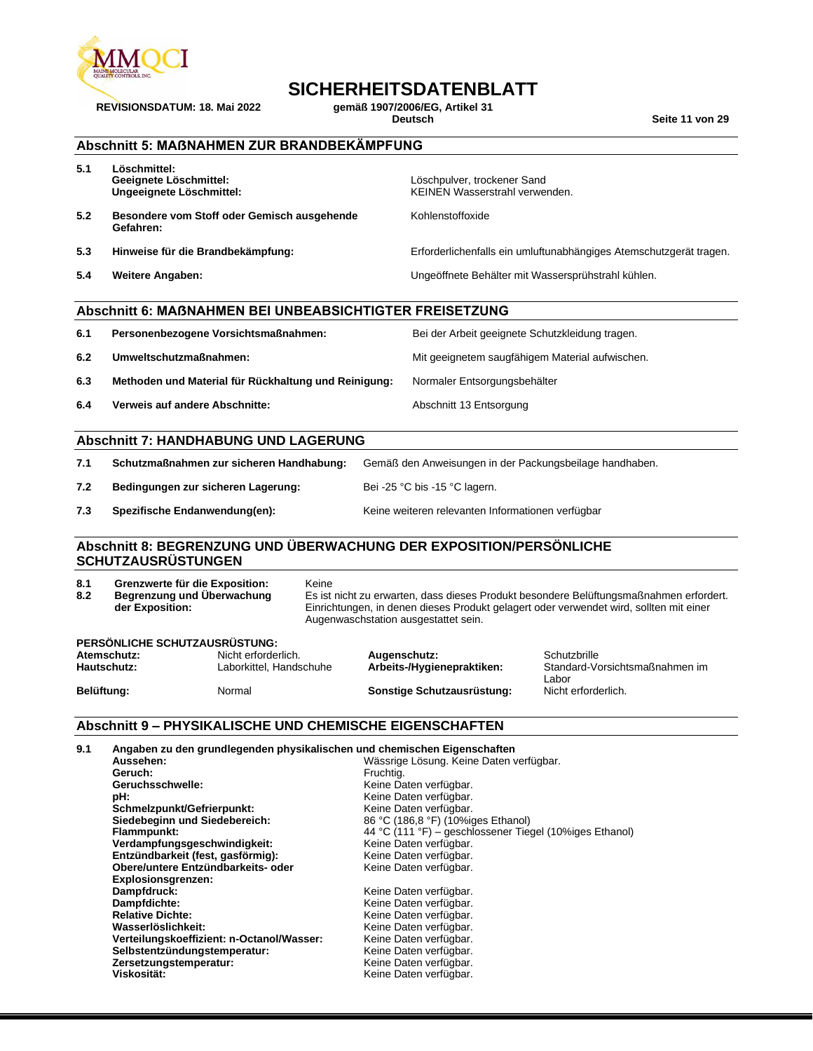## Abschnitt 5: MAßNAHMEN ZUR BRANDBEKÄMPFUNG

| | | |
|---|---|---|
| 5.1 | **Löschmittel:**<br>**Geeignete Löschmittel:**<br>**Ungeeignete Löschmittel:** | <br>Löschpulver, trockener Sand<br>KEINEN Wasserstrahl verwenden. |
| 5.2 | **Besondere vom Stoff oder Gemisch ausgehende Gefahren:** | Kohlenstoffoxide |
| 5.3 | **Hinweise für die Brandbekämpfung:** | Erforderlichenfalls ein umluftunabhängiges Atemschutzgerät tragen. |
| 5.4 | **Weitere Angaben:** | Ungeöffnete Behälter mit Wassersprühstrahl kühlen. |

## Abschnitt 6: MAßNAHMEN BEI UNBEABSICHTIGTER FREISETZUNG

| | | |
|---|---|---|
| 6.1 | **Personenbezogene Vorsichtsmaßnahmen:** | Bei der Arbeit geeignete Schutzkleidung tragen. |
| 6.2 | **Umweltschutzmaßnahmen:** | Mit geeignetem saugfähigem Material aufwischen. |
| 6.3 | **Methoden und Material für Rückhaltung und Reinigung:** | Normaler Entsorgungsbehälter |
| 6.4 | **Verweis auf andere Abschnitte:** | Abschnitt 13 Entsorgung |

## Abschnitt 7: HANDHABUNG UND LAGERUNG

| | | |
|---|---|---|
| 7.1 | **Schutzmaßnahmen zur sicheren Handhabung:** | Gemäß den Anweisungen in der Packungsbeilage handhaben. |
| 7.2 | **Bedingungen zur sicheren Lagerung:** | Bei -25 °C bis -15 °C lagern. |
| 7.3 | **Spezifische Endanwendung(en):** | Keine weiteren relevanten Informationen verfügbar |

## Abschnitt 8: BEGRENZUNG UND ÜBERWACHUNG DER EXPOSITION/PERSÖNLICHE SCHUTZAUSRÜSTUNGEN

| | | |
|---|---|---|
| 8.1 | **Grenzwerte für die Exposition:** | Keine |
| 8.2 | **Begrenzung und Überwachung der Exposition:** | Es ist nicht zu erwarten, dass dieses Produkt besondere Belüftungsmaßnahmen erfordert. Einrichtungen, in denen dieses Produkt gelagert oder verwendet wird, sollten mit einer Augenwaschstation ausgestattet sein. |

**PERSÖNLICHE SCHUTZAUSRÜSTUNG:**

| | | | |
|---|---|---|---|
| **Atemschutz:** | Nicht erforderlich. | **Augenschutz:** | Schutzbrille |
| **Hautschutz:** | Laborkittel, Handschuhe | **Arbeits-/Hygienepraktiken:** | Standard-Vorsichtsmaßnahmen im Labor |
| **Belüftung:** | Normal | **Sonstige Schutzausrüstung:** | Nicht erforderlich. |

## Abschnitt 9 – PHYSIKALISCHE UND CHEMISCHE EIGENSCHAFTEN

**9.1 Angaben zu den grundlegenden physikalischen und chemischen Eigenschaften**

| | |
|---|---|
| **Aussehen:** | Wässrige Lösung. Keine Daten verfügbar. |
| **Geruch:** | Fruchtig. |
| **Geruchsschwelle:** | Keine Daten verfügbar. |
| **pH:** | Keine Daten verfügbar. |
| **Schmelzpunkt/Gefrierpunkt:** | Keine Daten verfügbar. |
| **Siedebeginn und Siedebereich:** | 86 °C (186,8 °F) (10%iges Ethanol) |
| **Flammpunkt:** | 44 °C (111 °F) – geschlossener Tiegel (10%iges Ethanol) |
| **Verdampfungsgeschwindigkeit:** | Keine Daten verfügbar. |
| **Entzündbarkeit (fest, gasförmig):** | Keine Daten verfügbar. |
| **Obere/untere Entzündbarkeits- oder Explosionsgrenzen:** | Keine Daten verfügbar. |
| **Dampfdruck:** | Keine Daten verfügbar. |
| **Dampfdichte:** | Keine Daten verfügbar. |
| **Relative Dichte:** | Keine Daten verfügbar. |
| **Wasserlöslichkeit:** | Keine Daten verfügbar. |
| **Verteilungskoeffizient: n-Octanol/Wasser:** | Keine Daten verfügbar. |
| **Selbstentzündungstemperatur:** | Keine Daten verfügbar. |
| **Zersetzungstemperatur:** | Keine Daten verfügbar. |
| **Viskosität:** | Keine Daten verfügbar. |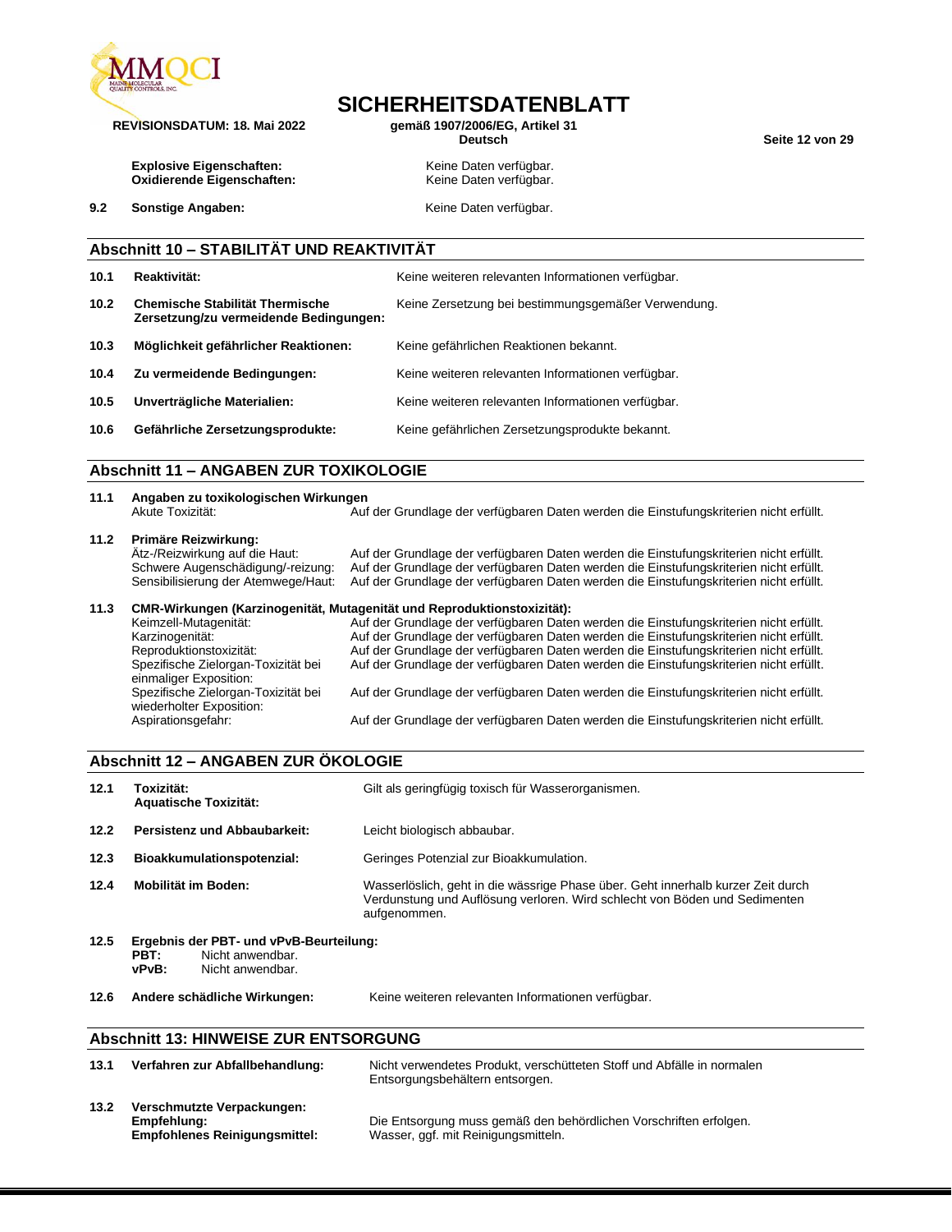**Explosive Eigenschaften:** Keine Daten verfügbar.
**Oxidierende Eigenschaften:** Keine Daten verfügbar.

**9.2 Sonstige Angaben:** Keine Daten verfügbar.

## Abschnitt 10 – STABILITÄT UND REAKTIVITÄT

| | | |
|---|---|---|
| **10.1** | **Reaktivität:** | Keine weiteren relevanten Informationen verfügbar. |
| **10.2** | **Chemische Stabilität Thermische Zersetzung/zu vermeidende Bedingungen:** | Keine Zersetzung bei bestimmungsgemäßer Verwendung. |
| **10.3** | **Möglichkeit gefährlicher Reaktionen:** | Keine gefährlichen Reaktionen bekannt. |
| **10.4** | **Zu vermeidende Bedingungen:** | Keine weiteren relevanten Informationen verfügbar. |
| **10.5** | **Unverträgliche Materialien:** | Keine weiteren relevanten Informationen verfügbar. |
| **10.6** | **Gefährliche Zersetzungsprodukte:** | Keine gefährlichen Zersetzungsprodukte bekannt. |

## Abschnitt 11 – ANGABEN ZUR TOXIKOLOGIE

**11.1 Angaben zu toxikologischen Wirkungen**

| | |
|---|---|
| Akute Toxizität: | Auf der Grundlage der verfügbaren Daten werden die Einstufungskriterien nicht erfüllt. |

**11.2 Primäre Reizwirkung:**

| | |
|---|---|
| Ätz-/Reizwirkung auf die Haut: | Auf der Grundlage der verfügbaren Daten werden die Einstufungskriterien nicht erfüllt. |
| Schwere Augenschädigung/-reizung: | Auf der Grundlage der verfügbaren Daten werden die Einstufungskriterien nicht erfüllt. |
| Sensibilisierung der Atemwege/Haut: | Auf der Grundlage der verfügbaren Daten werden die Einstufungskriterien nicht erfüllt. |

**11.3 CMR-Wirkungen (Karzinogenität, Mutagenität und Reproduktionstoxizität):**

| | |
|---|---|
| Keimzell-Mutagenität: | Auf der Grundlage der verfügbaren Daten werden die Einstufungskriterien nicht erfüllt. |
| Karzinogenität: | Auf der Grundlage der verfügbaren Daten werden die Einstufungskriterien nicht erfüllt. |
| Reproduktionstoxizität: | Auf der Grundlage der verfügbaren Daten werden die Einstufungskriterien nicht erfüllt. |
| Spezifische Zielorgan-Toxizität bei einmaliger Exposition: | Auf der Grundlage der verfügbaren Daten werden die Einstufungskriterien nicht erfüllt. |
| Spezifische Zielorgan-Toxizität bei wiederholter Exposition: | Auf der Grundlage der verfügbaren Daten werden die Einstufungskriterien nicht erfüllt. |
| Aspirationsgefahr: | Auf der Grundlage der verfügbaren Daten werden die Einstufungskriterien nicht erfüllt. |

## Abschnitt 12 – ANGABEN ZUR ÖKOLOGIE

| | | |
|---|---|---|
| **12.1** | **Toxizität: Aquatische Toxizität:** | Gilt als geringfügig toxisch für Wasserorganismen. |
| **12.2** | **Persistenz und Abbaubarkeit:** | Leicht biologisch abbaubar. |
| **12.3** | **Bioakkumulationspotenzial:** | Geringes Potenzial zur Bioakkumulation. |
| **12.4** | **Mobilität im Boden:** | Wasserlöslich, geht in die wässrige Phase über. Geht innerhalb kurzer Zeit durch Verdunstung und Auflösung verloren. Wird schlecht von Böden und Sedimenten aufgenommen. |

**12.5 Ergebnis der PBT- und vPvB-Beurteilung:**
**PBT:** Nicht anwendbar.
**vPvB:** Nicht anwendbar.

**12.6 Andere schädliche Wirkungen:** Keine weiteren relevanten Informationen verfügbar.

## Abschnitt 13: HINWEISE ZUR ENTSORGUNG

**13.1 Verfahren zur Abfallbehandlung:** Nicht verwendetes Produkt, verschütteten Stoff und Abfälle in normalen Entsorgungsbehältern entsorgen.

**13.2 Verschmutzte Verpackungen:**
**Empfehlung:** Die Entsorgung muss gemäß den behördlichen Vorschriften erfolgen.
**Empfohlenes Reinigungsmittel:** Wasser, ggf. mit Reinigungsmitteln.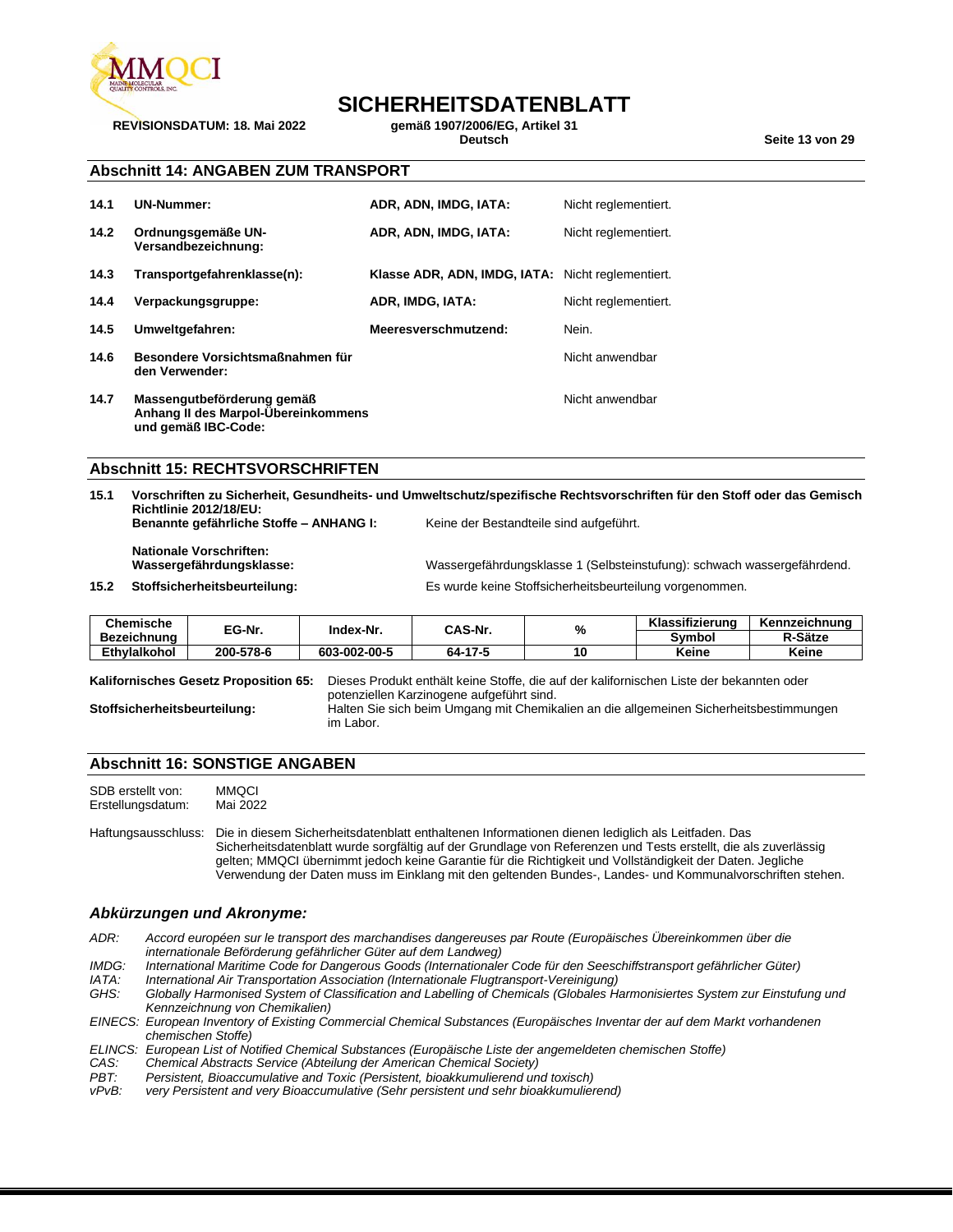## Abschnitt 14: ANGABEN ZUM TRANSPORT

| | | | |
|---|---|---|---|
| **14.1** | **UN-Nummer:** | **ADR, ADN, IMDG, IATA:** | Nicht reglementiert. |
| **14.2** | **Ordnungsgemäße UN-Versandbezeichnung:** | **ADR, ADN, IMDG, IATA:** | Nicht reglementiert. |
| **14.3** | **Transportgefahrenklasse(n):** | **Klasse ADR, ADN, IMDG, IATA:** | Nicht reglementiert. |
| **14.4** | **Verpackungsgruppe:** | **ADR, IMDG, IATA:** | Nicht reglementiert. |
| **14.5** | **Umweltgefahren:** | **Meeresverschmutzend:** | Nein. |
| **14.6** | **Besondere Vorsichtsmaßnahmen für den Verwender:** | | Nicht anwendbar |
| **14.7** | **Massengutbeförderung gemäß Anhang II des Marpol-Übereinkommens und gemäß IBC-Code:** | | Nicht anwendbar |

## Abschnitt 15: RECHTSVORSCHRIFTEN

**15.1 Vorschriften zu Sicherheit, Gesundheits- und Umweltschutz/spezifische Rechtsvorschriften für den Stoff oder das Gemisch**

**Richtlinie 2012/18/EU:**
**Benannte gefährliche Stoffe – ANHANG I:** Keine der Bestandteile sind aufgeführt.

**Nationale Vorschriften:**
**Wassergefährdungsklasse:** Wassergefährdungsklasse 1 (Selbsteinstufung): schwach wassergefährdend.

**15.2 Stoffsicherheitsbeurteilung:** Es wurde keine Stoffsicherheitsbeurteilung vorgenommen.

| Chemische Bezeichnung | EG-Nr. | Index-Nr. | CAS-Nr. | % | Klassifizierung Symbol | Kennzeichnung R-Sätze |
|---|---|---|---|---|---|---|
| **Ethylalkohol** | **200-578-6** | **603-002-00-5** | **64-17-5** | **10** | **Keine** | **Keine** |

**Kalifornisches Gesetz Proposition 65:** Dieses Produkt enthält keine Stoffe, die auf der kalifornischen Liste der bekannten oder potenziellen Karzinogene aufgeführt sind.

**Stoffsicherheitsbeurteilung:** Halten Sie sich beim Umgang mit Chemikalien an die allgemeinen Sicherheitsbestimmungen im Labor.

## Abschnitt 16: SONSTIGE ANGABEN

SDB erstellt von: MMQCI
Erstellungsdatum: Mai 2022

Haftungsausschluss: Die in diesem Sicherheitsdatenblatt enthaltenen Informationen dienen lediglich als Leitfaden. Das Sicherheitsdatenblatt wurde sorgfältig auf der Grundlage von Referenzen und Tests erstellt, die als zuverlässig gelten; MMQCI übernimmt jedoch keine Garantie für die Richtigkeit und Vollständigkeit der Daten. Jegliche Verwendung der Daten muss im Einklang mit den geltenden Bundes-, Landes- und Kommunalvorschriften stehen.

### *Abkürzungen und Akronyme:*

*ADR:* *Accord européen sur le transport des marchandises dangereuses par Route (Europäisches Übereinkommen über die internationale Beförderung gefährlicher Güter auf dem Landweg)*
*IMDG:* *International Maritime Code for Dangerous Goods (Internationaler Code für den Seeschiffstransport gefährlicher Güter)*
*IATA:* *International Air Transportation Association (Internationale Flugtransport-Vereinigung)*
*GHS:* *Globally Harmonised System of Classification and Labelling of Chemicals (Globales Harmonisiertes System zur Einstufung und Kennzeichnung von Chemikalien)*
*EINECS:* *European Inventory of Existing Commercial Chemical Substances (Europäisches Inventar der auf dem Markt vorhandenen chemischen Stoffe)*
*ELINCS:* *European List of Notified Chemical Substances (Europäische Liste der angemeldeten chemischen Stoffe)*
*CAS:* *Chemical Abstracts Service (Abteilung der American Chemical Society)*
*PBT:* *Persistent, Bioaccumulative and Toxic (Persistent, bioakkumulierend und toxisch)*
*vPvB:* *very Persistent and very Bioaccumulative (Sehr persistent und sehr bioakkumulierend)*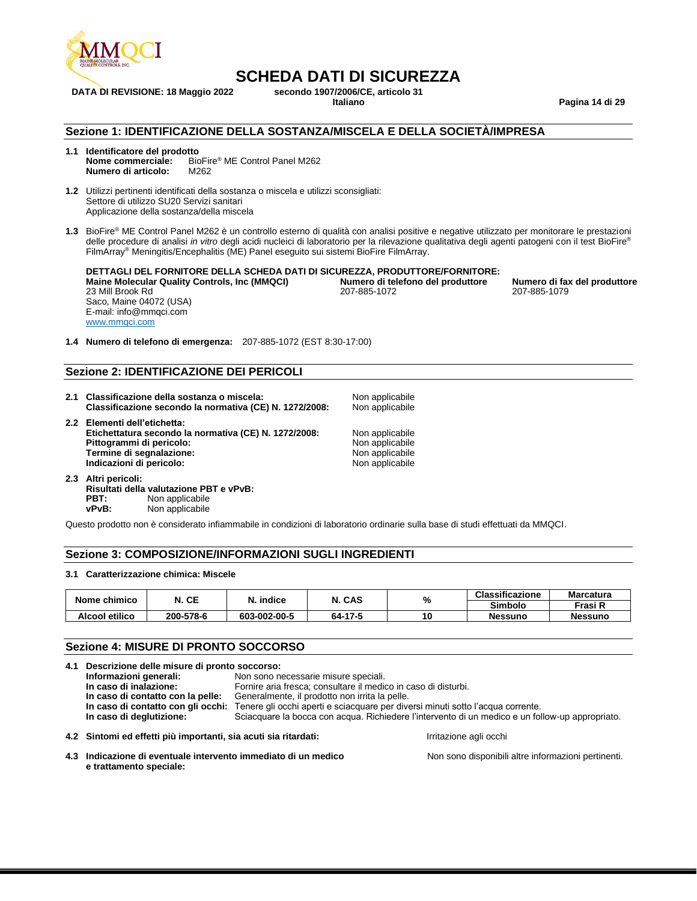# SCHEDA DATI DI SICUREZZA

**DATA DI REVISIONE: 18 Maggio 2022** **secondo 1907/2006/CE, articolo 31**
**Italiano**

## Sezione 1: IDENTIFICAZIONE DELLA SOSTANZA/MISCELA E DELLA SOCIETÀ/IMPRESA

**1.1 Identificatore del prodotto**
**Nome commerciale:** BioFire® ME Control Panel M262
**Numero di articolo:** M262

**1.2** Utilizzi pertinenti identificati della sostanza o miscela e utilizzi sconsigliati:
Settore di utilizzo SU20 Servizi sanitari
Applicazione della sostanza/della miscela

**1.3** BioFire® ME Control Panel M262 è un controllo esterno di qualità con analisi positive e negative utilizzato per monitorare le prestazioni delle procedure di analisi *in vitro* degli acidi nucleici di laboratorio per la rilevazione qualitativa degli agenti patogeni con il test BioFire® FilmArray® Meningitis/Encephalitis (ME) Panel eseguito sui sistemi BioFire FilmArray.

**DETTAGLI DEL FORNITORE DELLA SCHEDA DATI DI SICUREZZA, PRODUTTORE/FORNITORE:**

**Maine Molecular Quality Controls, Inc (MMQCI)**
23 Mill Brook Rd
Saco, Maine 04072 (USA)
E-mail: info@mmqci.com
www.mmqci.com

**Numero di telefono del produttore**
207-885-1072

**Numero di fax del produttore**
207-885-1079

**1.4 Numero di telefono di emergenza:** 207-885-1072 (EST 8:30-17:00)

## Sezione 2: IDENTIFICAZIONE DEI PERICOLI

**2.1 Classificazione della sostanza o miscela:** Non applicabile
**Classificazione secondo la normativa (CE) N. 1272/2008:** Non applicabile

**2.2 Elementi dell'etichetta:**
**Etichettatura secondo la normativa (CE) N. 1272/2008:** Non applicabile
**Pittogrammi di pericolo:** Non applicabile
**Termine di segnalazione:** Non applicabile
**Indicazioni di pericolo:** Non applicabile

**2.3 Altri pericoli:**
**Risultati della valutazione PBT e vPvB:**
**PBT:** Non applicabile
**vPvB:** Non applicabile

Questo prodotto non è considerato infiammabile in condizioni di laboratorio ordinarie sulla base di studi effettuati da MMQCI.

## Sezione 3: COMPOSIZIONE/INFORMAZIONI SUGLI INGREDIENTI

**3.1 Caratterizzazione chimica: Miscele**

| Nome chimico | N. CE | N. indice | N. CAS | % | Classificazione Simbolo | Marcatura Frasi R |
|---|---|---|---|---|---|---|
| Alcool etilico | 200-578-6 | 603-002-00-5 | 64-17-5 | 10 | Nessuno | Nessuno |

## Sezione 4: MISURE DI PRONTO SOCCORSO

**4.1 Descrizione delle misure di pronto soccorso:**
**Informazioni generali:** Non sono necessarie misure speciali.
**In caso di inalazione:** Fornire aria fresca; consultare il medico in caso di disturbi.
**In caso di contatto con la pelle:** Generalmente, il prodotto non irrita la pelle.
**In caso di contatto con gli occhi:** Tenere gli occhi aperti e sciacquare per diversi minuti sotto l'acqua corrente.
**In caso di deglutizione:** Sciacquare la bocca con acqua. Richiedere l'intervento di un medico e un follow-up appropriato.

**4.2 Sintomi ed effetti più importanti, sia acuti sia ritardati:** Irritazione agli occhi

**4.3 Indicazione di eventuale intervento immediato di un medico e trattamento speciale:** Non sono disponibili altre informazioni pertinenti.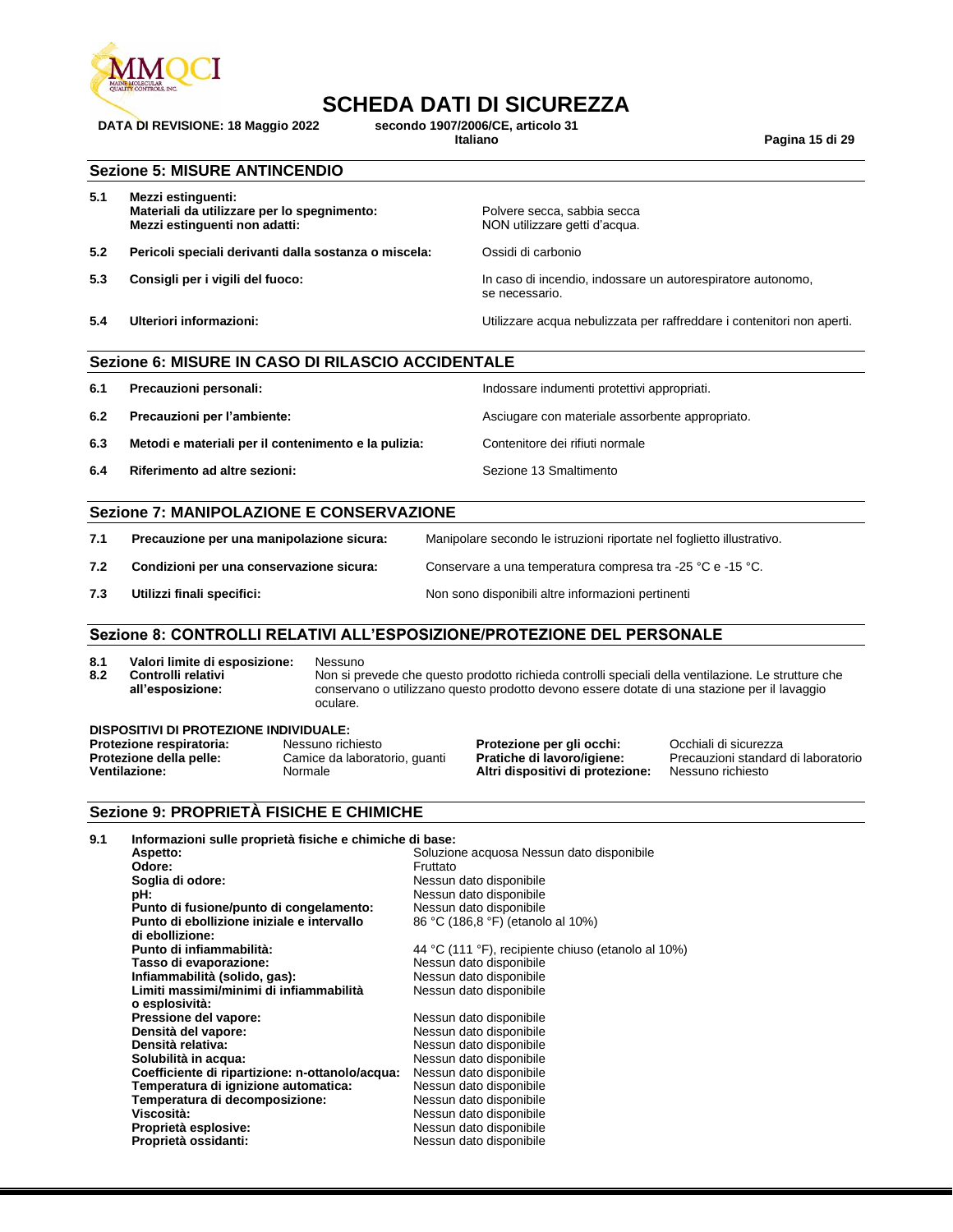# SCHEDA DATI DI SICUREZZA

**DATA DI REVISIONE: 18 Maggio 2022** **secondo 1907/2006/CE, articolo 31**

**Italiano**

## Sezione 5: MISURE ANTINCENDIO

| | | |
|---|---|---|
| **5.1** | **Mezzi estinguenti:** | |
| | **Materiali da utilizzare per lo spegnimento:** | Polvere secca, sabbia secca |
| | **Mezzi estinguenti non adatti:** | NON utilizzare getti d'acqua. |
| **5.2** | **Pericoli speciali derivanti dalla sostanza o miscela:** | Ossidi di carbonio |
| **5.3** | **Consigli per i vigili del fuoco:** | In caso di incendio, indossare un autorespiratore autonomo, se necessario. |
| **5.4** | **Ulteriori informazioni:** | Utilizzare acqua nebulizzata per raffreddare i contenitori non aperti. |

## Sezione 6: MISURE IN CASO DI RILASCIO ACCIDENTALE

| | | |
|---|---|---|
| **6.1** | **Precauzioni personali:** | Indossare indumenti protettivi appropriati. |
| **6.2** | **Precauzioni per l'ambiente:** | Asciugare con materiale assorbente appropriato. |
| **6.3** | **Metodi e materiali per il contenimento e la pulizia:** | Contenitore dei rifiuti normale |
| **6.4** | **Riferimento ad altre sezioni:** | Sezione 13 Smaltimento |

## Sezione 7: MANIPOLAZIONE E CONSERVAZIONE

| | | |
|---|---|---|
| **7.1** | **Precauzione per una manipolazione sicura:** | Manipolare secondo le istruzioni riportate nel foglietto illustrativo. |
| **7.2** | **Condizioni per una conservazione sicura:** | Conservare a una temperatura compresa tra -25 °C e -15 °C. |
| **7.3** | **Utilizzi finali specifici:** | Non sono disponibili altre informazioni pertinenti |

## Sezione 8: CONTROLLI RELATIVI ALL'ESPOSIZIONE/PROTEZIONE DEL PERSONALE

| | | |
|---|---|---|
| **8.1** | **Valori limite di esposizione:** | Nessuno |
| **8.2** | **Controlli relativi all'esposizione:** | Non si prevede che questo prodotto richieda controlli speciali della ventilazione. Le strutture che conservano o utilizzano questo prodotto devono essere dotate di una stazione per il lavaggio oculare. |

**DISPOSITIVI DI PROTEZIONE INDIVIDUALE:**

| | | | |
|---|---|---|---|
| **Protezione respiratoria:** | Nessuno richiesto | **Protezione per gli occhi:** | Occhiali di sicurezza |
| **Protezione della pelle:** | Camice da laboratorio, guanti | **Pratiche di lavoro/igiene:** | Precauzioni standard di laboratorio |
| **Ventilazione:** | Normale | **Altri dispositivi di protezione:** | Nessuno richiesto |

## Sezione 9: PROPRIETÀ FISICHE E CHIMICHE

**9.1 Informazioni sulle proprietà fisiche e chimiche di base:**

| | |
|---|---|
| **Aspetto:** | Soluzione acquosa Nessun dato disponibile |
| **Odore:** | Fruttato |
| **Soglia di odore:** | Nessun dato disponibile |
| **pH:** | Nessun dato disponibile |
| **Punto di fusione/punto di congelamento:** | Nessun dato disponibile |
| **Punto di ebollizione iniziale e intervallo di ebollizione:** | 86 °C (186,8 °F) (etanolo al 10%) |
| **Punto di infiammabilità:** | 44 °C (111 °F), recipiente chiuso (etanolo al 10%) |
| **Tasso di evaporazione:** | Nessun dato disponibile |
| **Infiammabilità (solido, gas):** | Nessun dato disponibile |
| **Limiti massimi/minimi di infiammabilità o esplosività:** | Nessun dato disponibile |
| **Pressione del vapore:** | Nessun dato disponibile |
| **Densità del vapore:** | Nessun dato disponibile |
| **Densità relativa:** | Nessun dato disponibile |
| **Solubilità in acqua:** | Nessun dato disponibile |
| **Coefficiente di ripartizione: n-ottanolo/acqua:** | Nessun dato disponibile |
| **Temperatura di ignizione automatica:** | Nessun dato disponibile |
| **Temperatura di decomposizione:** | Nessun dato disponibile |
| **Viscosità:** | Nessun dato disponibile |
| **Proprietà esplosive:** | Nessun dato disponibile |
| **Proprietà ossidanti:** | Nessun dato disponibile |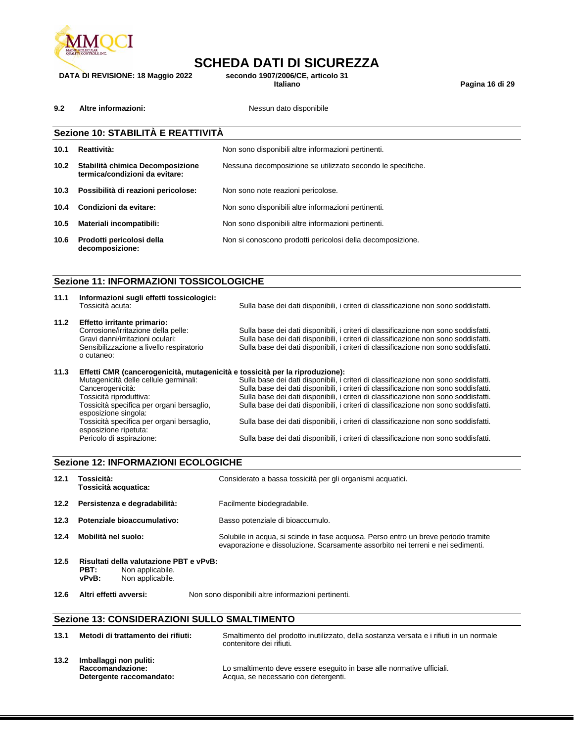**9.2 Altre informazioni:** Nessun dato disponibile

## Sezione 10: STABILITÀ E REATTIVITÀ

| | | |
|---|---|---|
| **10.1** | **Reattività:** | Non sono disponibili altre informazioni pertinenti. |
| **10.2** | **Stabilità chimica Decomposizione termica/condizioni da evitare:** | Nessuna decomposizione se utilizzato secondo le specifiche. |
| **10.3** | **Possibilità di reazioni pericolose:** | Non sono note reazioni pericolose. |
| **10.4** | **Condizioni da evitare:** | Non sono disponibili altre informazioni pertinenti. |
| **10.5** | **Materiali incompatibili:** | Non sono disponibili altre informazioni pertinenti. |
| **10.6** | **Prodotti pericolosi della decomposizione:** | Non si conoscono prodotti pericolosi della decomposizione. |

## Sezione 11: INFORMAZIONI TOSSICOLOGICHE

**11.1 Informazioni sugli effetti tossicologici:**

| | |
|---|---|
| Tossicità acuta: | Sulla base dei dati disponibili, i criteri di classificazione non sono soddisfatti. |

**11.2 Effetto irritante primario:**

| | |
|---|---|
| Corrosione/irritazione della pelle: | Sulla base dei dati disponibili, i criteri di classificazione non sono soddisfatti. |
| Gravi danni/irritazioni oculari: | Sulla base dei dati disponibili, i criteri di classificazione non sono soddisfatti. |
| Sensibilizzazione a livello respiratorio o cutaneo: | Sulla base dei dati disponibili, i criteri di classificazione non sono soddisfatti. |

**11.3 Effetti CMR (cancerogenicità, mutagenicità e tossicità per la riproduzione):**

| | |
|---|---|
| Mutagenicità delle cellule germinali: | Sulla base dei dati disponibili, i criteri di classificazione non sono soddisfatti. |
| Cancerogenicità: | Sulla base dei dati disponibili, i criteri di classificazione non sono soddisfatti. |
| Tossicità riproduttiva: | Sulla base dei dati disponibili, i criteri di classificazione non sono soddisfatti. |
| Tossicità specifica per organi bersaglio, esposizione singola: | Sulla base dei dati disponibili, i criteri di classificazione non sono soddisfatti. |
| Tossicità specifica per organi bersaglio, esposizione ripetuta: | Sulla base dei dati disponibili, i criteri di classificazione non sono soddisfatti. |
| Pericolo di aspirazione: | Sulla base dei dati disponibili, i criteri di classificazione non sono soddisfatti. |

## Sezione 12: INFORMAZIONI ECOLOGICHE

| | | |
|---|---|---|
| **12.1** | **Tossicità:** **Tossicità acquatica:** | Considerato a bassa tossicità per gli organismi acquatici. |
| **12.2** | **Persistenza e degradabilità:** | Facilmente biodegradabile. |
| **12.3** | **Potenziale bioaccumulativo:** | Basso potenziale di bioaccumulo. |
| **12.4** | **Mobilità nel suolo:** | Solubile in acqua, si scinde in fase acquosa. Perso entro un breve periodo tramite evaporazione e dissoluzione. Scarsamente assorbito nei terreni e nei sedimenti. |

**12.5 Risultati della valutazione PBT e vPvB:**
**PBT:** Non applicabile.
**vPvB:** Non applicabile.

**12.6 Altri effetti avversi:** Non sono disponibili altre informazioni pertinenti.

## Sezione 13: CONSIDERAZIONI SULLO SMALTIMENTO

**13.1 Metodi di trattamento dei rifiuti:** Smaltimento del prodotto inutilizzato, della sostanza versata e i rifiuti in un normale contenitore dei rifiuti.

**13.2 Imballaggi non puliti:**
**Raccomandazione:** Lo smaltimento deve essere eseguito in base alle normative ufficiali.
**Detergente raccomandato:** Acqua, se necessario con detergenti.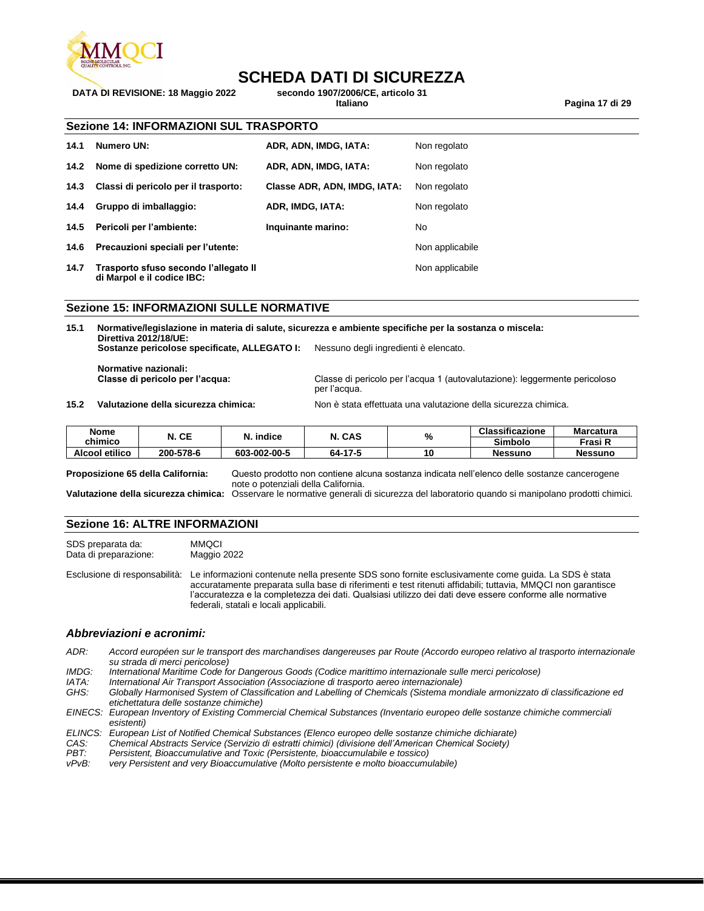## Sezione 14: INFORMAZIONI SUL TRASPORTO

| | | | |
|---|---|---|---|
| **14.1** | **Numero UN:** | **ADR, ADN, IMDG, IATA:** | Non regolato |
| **14.2** | **Nome di spedizione corretto UN:** | **ADR, ADN, IMDG, IATA:** | Non regolato |
| **14.3** | **Classi di pericolo per il trasporto:** | **Classe ADR, ADN, IMDG, IATA:** | Non regolato |
| **14.4** | **Gruppo di imballaggio:** | **ADR, IMDG, IATA:** | Non regolato |
| **14.5** | **Pericoli per l'ambiente:** | **Inquinante marino:** | No |
| **14.6** | **Precauzioni speciali per l'utente:** | | Non applicabile |
| **14.7** | **Trasporto sfuso secondo l'allegato II di Marpol e il codice IBC:** | | Non applicabile |

## Sezione 15: INFORMAZIONI SULLE NORMATIVE

**15.1 Normative/legislazione in materia di salute, sicurezza e ambiente specifiche per la sostanza o miscela:**

**Direttiva 2012/18/UE:**
**Sostanze pericolose specificate, ALLEGATO I:** Nessuno degli ingredienti è elencato.

**Normative nazionali:**
**Classe di pericolo per l'acqua:** Classe di pericolo per l'acqua 1 (autovalutazione): leggermente pericoloso per l'acqua.

**15.2 Valutazione della sicurezza chimica:** Non è stata effettuata una valutazione della sicurezza chimica.

| Nome chimico | N. CE | N. indice | N. CAS | % | Classificazione Simbolo | Marcatura Frasi R |
|---|---|---|---|---|---|---|
| **Alcool etilico** | **200-578-6** | **603-002-00-5** | **64-17-5** | **10** | **Nessuno** | **Nessuno** |

**Proposizione 65 della California:** Questo prodotto non contiene alcuna sostanza indicata nell'elenco delle sostanze cancerogene note o potenziali della California.

**Valutazione della sicurezza chimica:** Osservare le normative generali di sicurezza del laboratorio quando si manipolano prodotti chimici.

## Sezione 16: ALTRE INFORMAZIONI

SDS preparata da: MMQCI
Data di preparazione: Maggio 2022

Esclusione di responsabilità: Le informazioni contenute nella presente SDS sono fornite esclusivamente come guida. La SDS è stata accuratamente preparata sulla base di riferimenti e test ritenuti affidabili; tuttavia, MMQCI non garantisce l'accuratezza e la completezza dei dati. Qualsiasi utilizzo dei dati deve essere conforme alle normative federali, statali e locali applicabili.

### *Abbreviazioni e acronimi:*

*ADR: Accord européen sur le transport des marchandises dangereuses par Route (Accordo europeo relativo al trasporto internazionale su strada di merci pericolose)*
*IMDG: International Maritime Code for Dangerous Goods (Codice marittimo internazionale sulle merci pericolose)*
*IATA: International Air Transport Association (Associazione di trasporto aereo internazionale)*
*GHS: Globally Harmonised System of Classification and Labelling of Chemicals (Sistema mondiale armonizzato di classificazione ed etichettatura delle sostanze chimiche)*
*EINECS: European Inventory of Existing Commercial Chemical Substances (Inventario europeo delle sostanze chimiche commerciali esistenti)*
*ELINCS: European List of Notified Chemical Substances (Elenco europeo delle sostanze chimiche dichiarate)*
*CAS: Chemical Abstracts Service (Servizio di estratti chimici) (divisione dell'American Chemical Society)*
*PBT: Persistent, Bioaccumulative and Toxic (Persistente, bioaccumulabile e tossico)*
*vPvB: very Persistent and very Bioaccumulative (Molto persistente e molto bioaccumulabile)*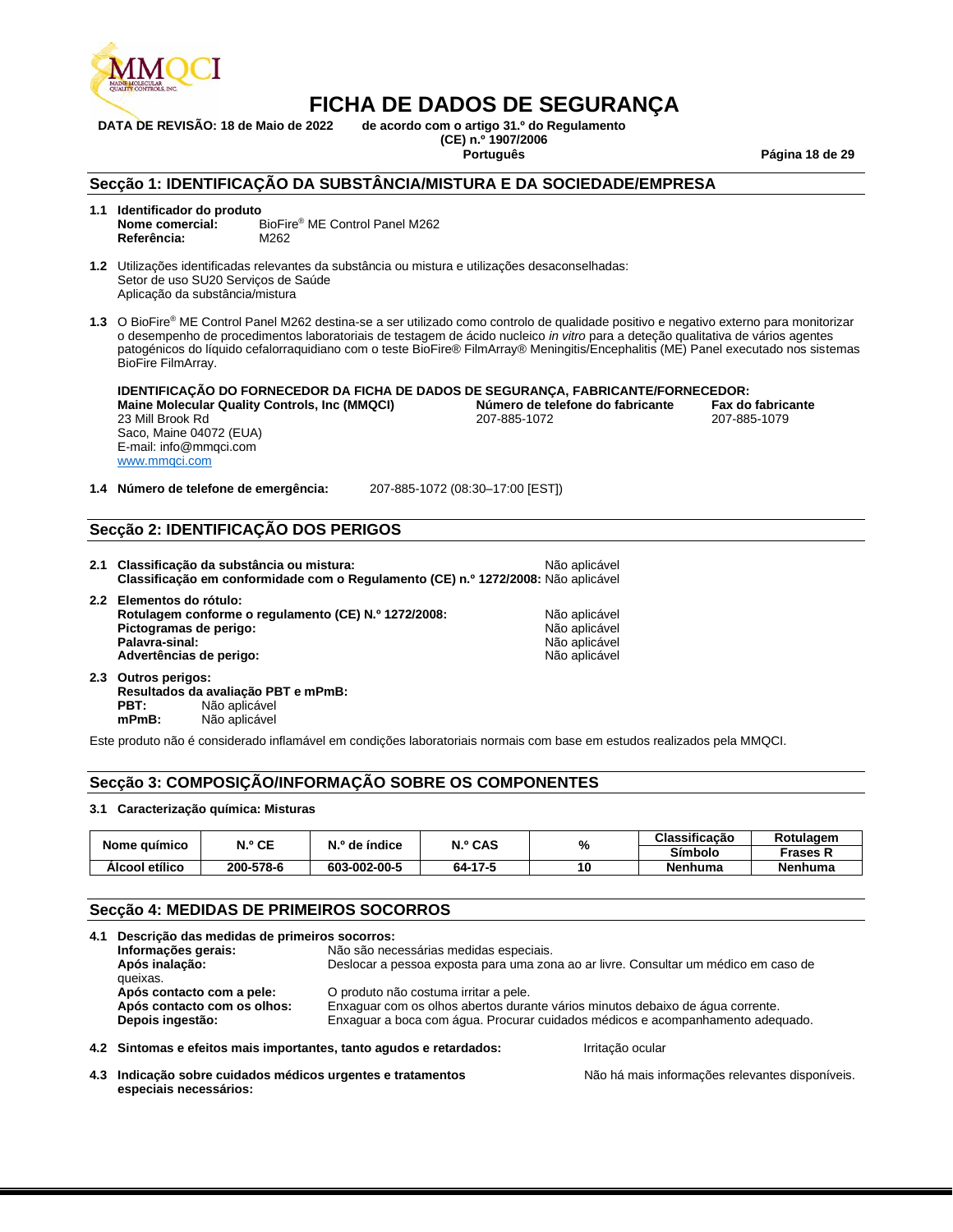# FICHA DE DADOS DE SEGURANÇA

**DATA DE REVISÃO: 18 de Maio de 2022** **de acordo com o artigo 31.º do Regulamento (CE) n.º 1907/2006**

**Português**

## Secção 1: IDENTIFICAÇÃO DA SUBSTÂNCIA/MISTURA E DA SOCIEDADE/EMPRESA

**1.1 Identificador do produto**
**Nome comercial:** BioFire® ME Control Panel M262
**Referência:** M262

**1.2** Utilizações identificadas relevantes da substância ou mistura e utilizações desaconselhadas:
Setor de uso SU20 Serviços de Saúde
Aplicação da substância/mistura

**1.3** O BioFire® ME Control Panel M262 destina-se a ser utilizado como controlo de qualidade positivo e negativo externo para monitorizar o desempenho de procedimentos laboratoriais de testagem de ácido nucleico *in vitro* para a deteção qualitativa de vários agentes patogénicos do líquido cefalorraquidiano com o teste BioFire® FilmArray® Meningitis/Encephalitis (ME) Panel executado nos sistemas BioFire FilmArray.

**IDENTIFICAÇÃO DO FORNECEDOR DA FICHA DE DADOS DE SEGURANÇA, FABRICANTE/FORNECEDOR:**

**Maine Molecular Quality Controls, Inc (MMQCI)**
23 Mill Brook Rd
Saco, Maine 04072 (EUA)
E-mail: info@mmqci.com
www.mmqci.com

**Número de telefone do fabricante**
207-885-1072

**Fax do fabricante**
207-885-1079

**1.4 Número de telefone de emergência:** 207-885-1072 (08:30–17:00 [EST])

## Secção 2: IDENTIFICAÇÃO DOS PERIGOS

**2.1 Classificação da substância ou mistura:** Não aplicável
**Classificação em conformidade com o Regulamento (CE) n.º 1272/2008:** Não aplicável

**2.2 Elementos do rótulo:**
**Rotulagem conforme o regulamento (CE) N.º 1272/2008:** Não aplicável
**Pictogramas de perigo:** Não aplicável
**Palavra-sinal:** Não aplicável
**Advertências de perigo:** Não aplicável

**2.3 Outros perigos:**
**Resultados da avaliação PBT e mPmB:**
**PBT:** Não aplicável
**mPmB:** Não aplicável

Este produto não é considerado inflamável em condições laboratoriais normais com base em estudos realizados pela MMQCI.

## Secção 3: COMPOSIÇÃO/INFORMAÇÃO SOBRE OS COMPONENTES

**3.1 Caracterização química: Misturas**

| Nome químico | N.º CE | N.º de índice | N.º CAS | % | Classificação Símbolo | Rotulagem Frases R |
|---|---|---|---|---|---|---|
| Álcool etílico | 200-578-6 | 603-002-00-5 | 64-17-5 | 10 | Nenhuma | Nenhuma |

## Secção 4: MEDIDAS DE PRIMEIROS SOCORROS

**4.1 Descrição das medidas de primeiros socorros:**
**Informações gerais:** Não são necessárias medidas especiais.
**Após inalação:** Deslocar a pessoa exposta para uma zona ao ar livre. Consultar um médico em caso de queixas.
**Após contacto com a pele:** O produto não costuma irritar a pele.
**Após contacto com os olhos:** Enxaguar com os olhos abertos durante vários minutos debaixo de água corrente.
**Depois ingestão:** Enxaguar a boca com água. Procurar cuidados médicos e acompanhamento adequado.

**4.2 Sintomas e efeitos mais importantes, tanto agudos e retardados:** Irritação ocular

**4.3 Indicação sobre cuidados médicos urgentes e tratamentos especiais necessários:** Não há mais informações relevantes disponíveis.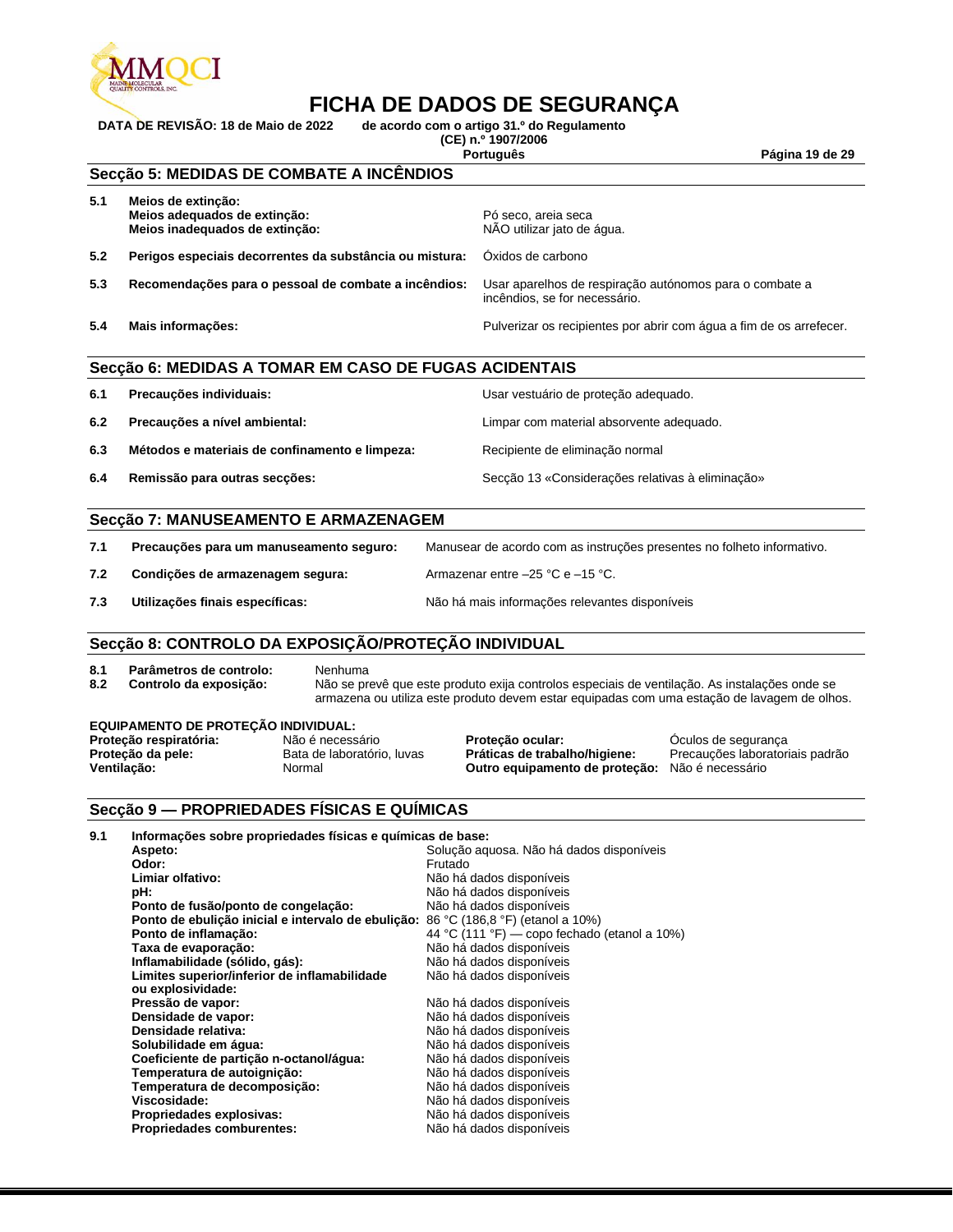# FICHA DE DADOS DE SEGURANÇA

**DATA DE REVISÃO: 18 de Maio de 2022** **de acordo com o artigo 31.º do Regulamento (CE) n.º 1907/2006**

**Português**

## Secção 5: MEDIDAS DE COMBATE A INCÊNDIOS

| | | |
|---|---|---|
| **5.1** | **Meios de extinção:** | |
| | **Meios adequados de extinção:** | Pó seco, areia seca |
| | **Meios inadequados de extinção:** | NÃO utilizar jato de água. |
| **5.2** | **Perigos especiais decorrentes da substância ou mistura:** | Óxidos de carbono |
| **5.3** | **Recomendações para o pessoal de combate a incêndios:** | Usar aparelhos de respiração autónomos para o combate a incêndios, se for necessário. |
| **5.4** | **Mais informações:** | Pulverizar os recipientes por abrir com água a fim de os arrefecer. |

## Secção 6: MEDIDAS A TOMAR EM CASO DE FUGAS ACIDENTAIS

| | | |
|---|---|---|
| **6.1** | **Precauções individuais:** | Usar vestuário de proteção adequado. |
| **6.2** | **Precauções a nível ambiental:** | Limpar com material absorvente adequado. |
| **6.3** | **Métodos e materiais de confinamento e limpeza:** | Recipiente de eliminação normal |
| **6.4** | **Remissão para outras secções:** | Secção 13 «Considerações relativas à eliminação» |

## Secção 7: MANUSEAMENTO E ARMAZENAGEM

| | | |
|---|---|---|
| **7.1** | **Precauções para um manuseamento seguro:** | Manusear de acordo com as instruções presentes no folheto informativo. |
| **7.2** | **Condições de armazenagem segura:** | Armazenar entre –25 °C e –15 °C. |
| **7.3** | **Utilizações finais específicas:** | Não há mais informações relevantes disponíveis |

## Secção 8: CONTROLO DA EXPOSIÇÃO/PROTEÇÃO INDIVIDUAL

| | | |
|---|---|---|
| **8.1** | **Parâmetros de controlo:** | Nenhuma |
| **8.2** | **Controlo da exposição:** | Não se prevê que este produto exija controlos especiais de ventilação. As instalações onde se armazena ou utiliza este produto devem estar equipadas com uma estação de lavagem de olhos. |

**EQUIPAMENTO DE PROTEÇÃO INDIVIDUAL:**

| | | | |
|---|---|---|---|
| **Proteção respiratória:** | Não é necessário | **Proteção ocular:** | Óculos de segurança |
| **Proteção da pele:** | Bata de laboratório, luvas | **Práticas de trabalho/higiene:** | Precauções laboratoriais padrão |
| **Ventilação:** | Normal | **Outro equipamento de proteção:** | Não é necessário |

## Secção 9 — PROPRIEDADES FÍSICAS E QUÍMICAS

**9.1 Informações sobre propriedades físicas e químicas de base:**

| | |
|---|---|
| **Aspeto:** | Solução aquosa. Não há dados disponíveis |
| **Odor:** | Frutado |
| **Limiar olfativo:** | Não há dados disponíveis |
| **pH:** | Não há dados disponíveis |
| **Ponto de fusão/ponto de congelação:** | Não há dados disponíveis |
| **Ponto de ebulição inicial e intervalo de ebulição:** | 86 °C (186,8 °F) (etanol a 10%) |
| **Ponto de inflamação:** | 44 °C (111 °F) — copo fechado (etanol a 10%) |
| **Taxa de evaporação:** | Não há dados disponíveis |
| **Inflamabilidade (sólido, gás):** | Não há dados disponíveis |
| **Limites superior/inferior de inflamabilidade ou explosividade:** | Não há dados disponíveis |
| **Pressão de vapor:** | Não há dados disponíveis |
| **Densidade de vapor:** | Não há dados disponíveis |
| **Densidade relativa:** | Não há dados disponíveis |
| **Solubilidade em água:** | Não há dados disponíveis |
| **Coeficiente de partição n-octanol/água:** | Não há dados disponíveis |
| **Temperatura de autoignição:** | Não há dados disponíveis |
| **Temperatura de decomposição:** | Não há dados disponíveis |
| **Viscosidade:** | Não há dados disponíveis |
| **Propriedades explosivas:** | Não há dados disponíveis |
| **Propriedades comburentes:** | Não há dados disponíveis |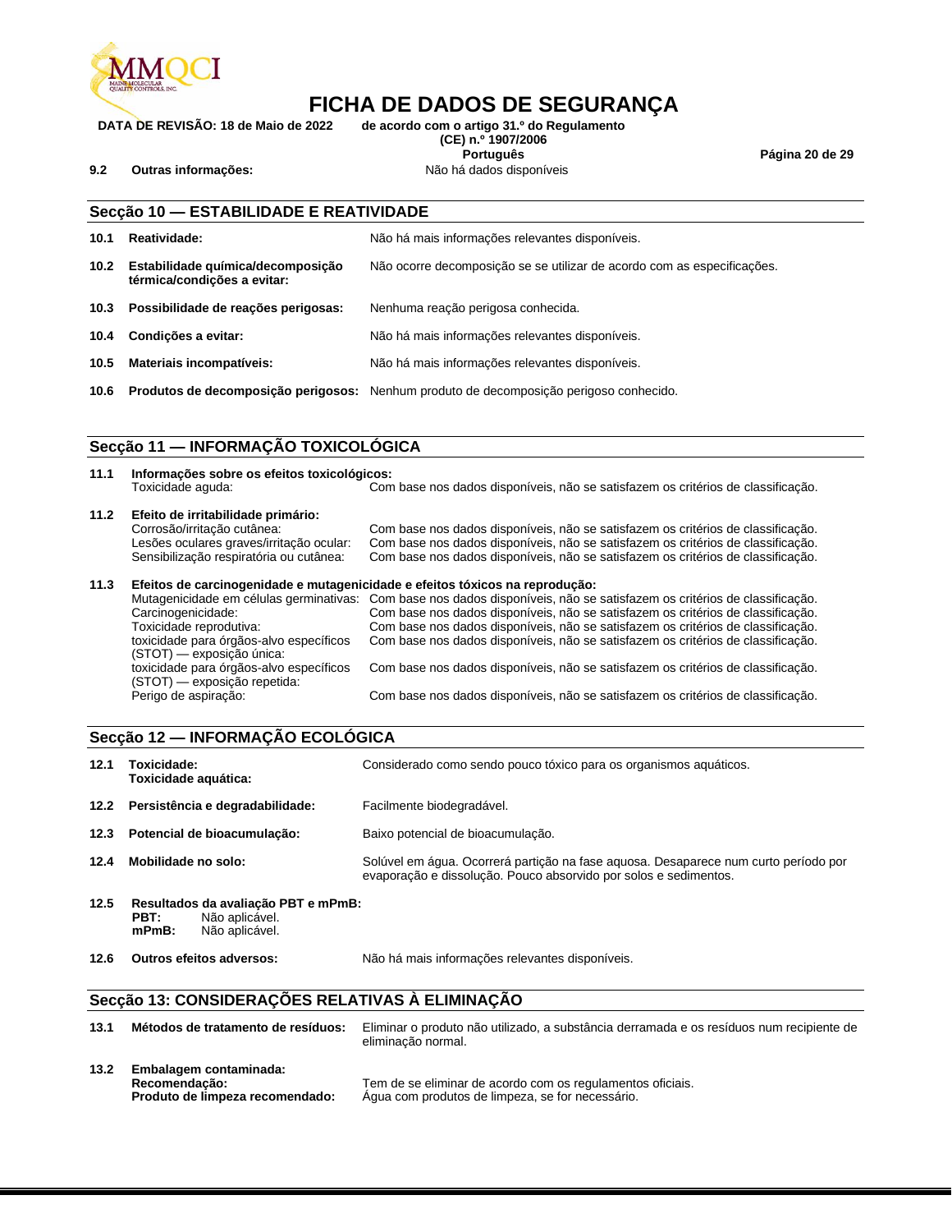| | | |
|---|---|---|
| **9.2** | **Outras informações:** | Não há dados disponíveis |

## Secção 10 — ESTABILIDADE E REATIVIDADE

| | | |
|---|---|---|
| **10.1** | **Reatividade:** | Não há mais informações relevantes disponíveis. |
| **10.2** | **Estabilidade química/decomposição térmica/condições a evitar:** | Não ocorre decomposição se se utilizar de acordo com as especificações. |
| **10.3** | **Possibilidade de reações perigosas:** | Nenhuma reação perigosa conhecida. |
| **10.4** | **Condições a evitar:** | Não há mais informações relevantes disponíveis. |
| **10.5** | **Materiais incompatíveis:** | Não há mais informações relevantes disponíveis. |
| **10.6** | **Produtos de decomposição perigosos:** | Nenhum produto de decomposição perigoso conhecido. |

## Secção 11 — INFORMAÇÃO TOXICOLÓGICA

**11.1 Informações sobre os efeitos toxicológicos:**

| | |
|---|---|
| Toxicidade aguda: | Com base nos dados disponíveis, não se satisfazem os critérios de classificação. |

**11.2 Efeito de irritabilidade primário:**

| | |
|---|---|
| Corrosão/irritação cutânea: | Com base nos dados disponíveis, não se satisfazem os critérios de classificação. |
| Lesões oculares graves/irritação ocular: | Com base nos dados disponíveis, não se satisfazem os critérios de classificação. |
| Sensibilização respiratória ou cutânea: | Com base nos dados disponíveis, não se satisfazem os critérios de classificação. |

**11.3 Efeitos de carcinogenidade e mutagenicidade e efeitos tóxicos na reprodução:**

| | |
|---|---|
| Mutagenicidade em células germinativas: | Com base nos dados disponíveis, não se satisfazem os critérios de classificação. |
| Carcinogenicidade: | Com base nos dados disponíveis, não se satisfazem os critérios de classificação. |
| Toxicidade reprodutiva: | Com base nos dados disponíveis, não se satisfazem os critérios de classificação. |
| toxicidade para órgãos-alvo específicos (STOT) — exposição única: | Com base nos dados disponíveis, não se satisfazem os critérios de classificação. |
| toxicidade para órgãos-alvo específicos (STOT) — exposição repetida: | Com base nos dados disponíveis, não se satisfazem os critérios de classificação. |
| Perigo de aspiração: | Com base nos dados disponíveis, não se satisfazem os critérios de classificação. |

## Secção 12 — INFORMAÇÃO ECOLÓGICA

| | | |
|---|---|---|
| **12.1** | **Toxicidade:** **Toxicidade aquática:** | Considerado como sendo pouco tóxico para os organismos aquáticos. |
| **12.2** | **Persistência e degradabilidade:** | Facilmente biodegradável. |
| **12.3** | **Potencial de bioacumulação:** | Baixo potencial de bioacumulação. |
| **12.4** | **Mobilidade no solo:** | Solúvel em água. Ocorrerá partição na fase aquosa. Desaparece num curto período por evaporação e dissolução. Pouco absorvido por solos e sedimentos. |

**12.5 Resultados da avaliação PBT e mPmB:**

**PBT:** Não aplicável.
**mPmB:** Não aplicável.

| | | |
|---|---|---|
| **12.6** | **Outros efeitos adversos:** | Não há mais informações relevantes disponíveis. |

## Secção 13: CONSIDERAÇÕES RELATIVAS À ELIMINAÇÃO

| | | |
|---|---|---|
| **13.1** | **Métodos de tratamento de resíduos:** | Eliminar o produto não utilizado, a substância derramada e os resíduos num recipiente de eliminação normal. |

**13.2 Embalagem contaminada:**

| | |
|---|---|
| **Recomendação:** | Tem de se eliminar de acordo com os regulamentos oficiais. |
| **Produto de limpeza recomendado:** | Água com produtos de limpeza, se for necessário. |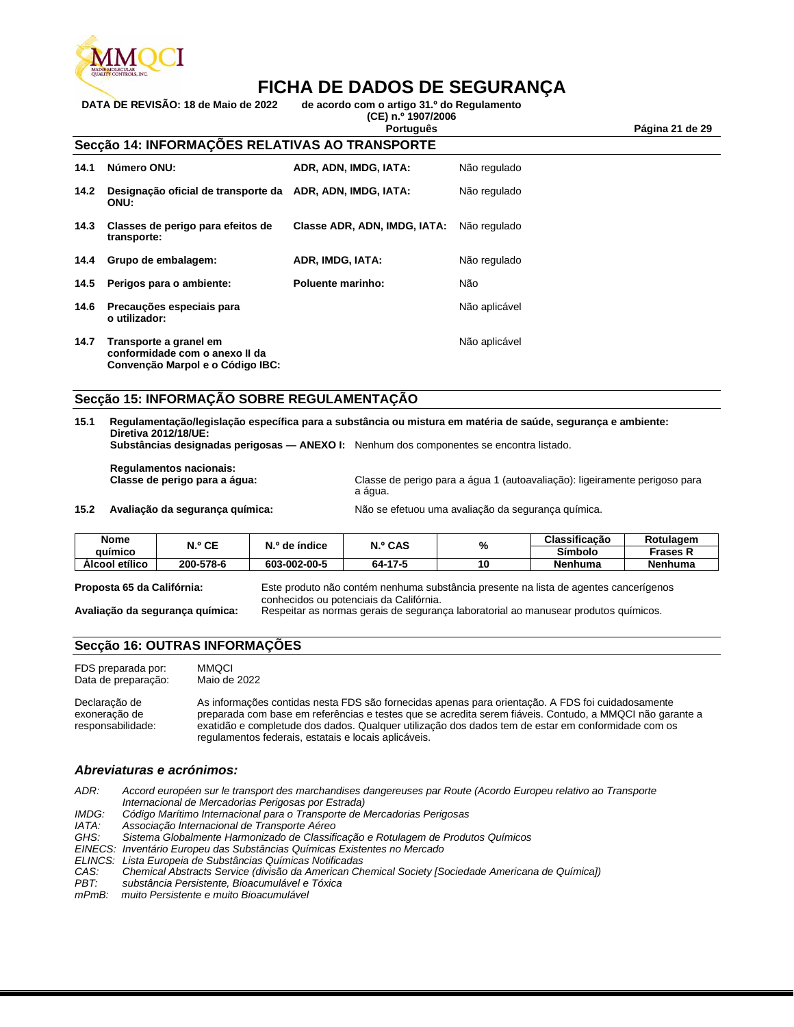## Secção 14: INFORMAÇÕES RELATIVAS AO TRANSPORTE

| | | | |
|---|---|---|---|
| **14.1** | **Número ONU:** | **ADR, ADN, IMDG, IATA:** | Não regulado |
| **14.2** | **Designação oficial de transporte da ONU:** | **ADR, ADN, IMDG, IATA:** | Não regulado |
| **14.3** | **Classes de perigo para efeitos de transporte:** | **Classe ADR, ADN, IMDG, IATA:** | Não regulado |
| **14.4** | **Grupo de embalagem:** | **ADR, IMDG, IATA:** | Não regulado |
| **14.5** | **Perigos para o ambiente:** | **Poluente marinho:** | Não |
| **14.6** | **Precauções especiais para o utilizador:** | | Não aplicável |
| **14.7** | **Transporte a granel em conformidade com o anexo II da Convenção Marpol e o Código IBC:** | | Não aplicável |

## Secção 15: INFORMAÇÃO SOBRE REGULAMENTAÇÃO

**15.1 Regulamentação/legislação específica para a substância ou mistura em matéria de saúde, segurança e ambiente:**
**Diretiva 2012/18/UE:**
**Substâncias designadas perigosas — ANEXO I:** Nenhum dos componentes se encontra listado.

**Regulamentos nacionais:**
**Classe de perigo para a água:** Classe de perigo para a água 1 (autoavaliação): ligeiramente perigoso para a água.

**15.2 Avaliação da segurança química:** Não se efetuou uma avaliação da segurança química.

| Nome químico | N.º CE | N.º de índice | N.º CAS | % | Classificação | Rotulagem |
|---|---|---|---|---|---|---|
| | | | | | Símbolo | Frases R |
| Álcool etílico | 200-578-6 | 603-002-00-5 | 64-17-5 | 10 | Nenhuma | Nenhuma |

**Proposta 65 da Califórnia:** Este produto não contém nenhuma substância presente na lista de agentes cancerígenos conhecidos ou potenciais da Califórnia.

**Avaliação da segurança química:** Respeitar as normas gerais de segurança laboratorial ao manusear produtos químicos.

## Secção 16: OUTRAS INFORMAÇÕES

FDS preparada por: MMQCI
Data de preparação: Maio de 2022

Declaração de exoneração de responsabilidade: As informações contidas nesta FDS são fornecidas apenas para orientação. A FDS foi cuidadosamente preparada com base em referências e testes que se acredita serem fiáveis. Contudo, a MMQCI não garante a exatidão e completude dos dados. Qualquer utilização dos dados tem de estar em conformidade com os regulamentos federais, estatais e locais aplicáveis.

### *Abreviaturas e acrónimos:*

*ADR: Accord européen sur le transport des marchandises dangereuses par Route (Acordo Europeu relativo ao Transporte Internacional de Mercadorias Perigosas por Estrada)*
*IMDG: Código Marítimo Internacional para o Transporte de Mercadorias Perigosas*
*IATA: Associação Internacional de Transporte Aéreo*
*GHS: Sistema Globalmente Harmonizado de Classificação e Rotulagem de Produtos Químicos*
*EINECS: Inventário Europeu das Substâncias Químicas Existentes no Mercado*
*ELINCS: Lista Europeia de Substâncias Químicas Notificadas*
*CAS: Chemical Abstracts Service (divisão da American Chemical Society [Sociedade Americana de Química])*
*PBT: substância Persistente, Bioacumulável e Tóxica*
*mPmB: muito Persistente e muito Bioacumulável*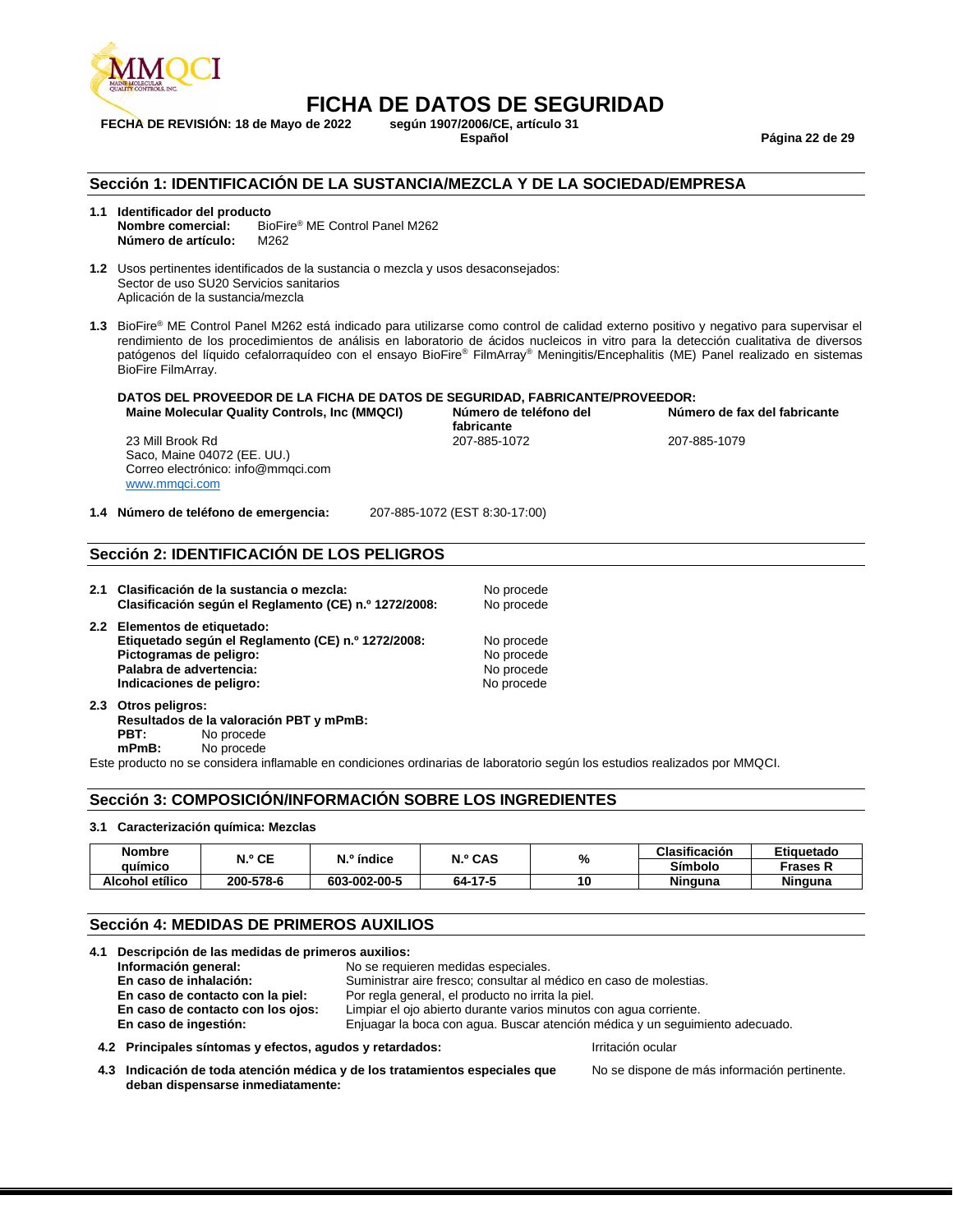# FICHA DE DATOS DE SEGURIDAD

**FECHA DE REVISIÓN: 18 de Mayo de 2022** **según 1907/2006/CE, artículo 31**
**Español**

## Sección 1: IDENTIFICACIÓN DE LA SUSTANCIA/MEZCLA Y DE LA SOCIEDAD/EMPRESA

**1.1 Identificador del producto**
**Nombre comercial:** BioFire® ME Control Panel M262
**Número de artículo:** M262

**1.2** Usos pertinentes identificados de la sustancia o mezcla y usos desaconsejados:
Sector de uso SU20 Servicios sanitarios
Aplicación de la sustancia/mezcla

**1.3** BioFire® ME Control Panel M262 está indicado para utilizarse como control de calidad externo positivo y negativo para supervisar el rendimiento de los procedimientos de análisis en laboratorio de ácidos nucleicos in vitro para la detección cualitativa de diversos patógenos del líquido cefalorraquídeo con el ensayo BioFire® FilmArray® Meningitis/Encephalitis (ME) Panel realizado en sistemas BioFire FilmArray.

**DATOS DEL PROVEEDOR DE LA FICHA DE DATOS DE SEGURIDAD, FABRICANTE/PROVEEDOR:**

| Maine Molecular Quality Controls, Inc (MMQCI) | Número de teléfono del fabricante | Número de fax del fabricante |
|---|---|---|
| 23 Mill Brook Rd<br>Saco, Maine 04072 (EE. UU.)<br>Correo electrónico: info@mmqci.com<br>www.mmqci.com | 207-885-1072 | 207-885-1079 |

**1.4 Número de teléfono de emergencia:** 207-885-1072 (EST 8:30-17:00)

## Sección 2: IDENTIFICACIÓN DE LOS PELIGROS

**2.1 Clasificación de la sustancia o mezcla:** No procede
**Clasificación según el Reglamento (CE) n.º 1272/2008:** No procede

**2.2 Elementos de etiquetado:**
**Etiquetado según el Reglamento (CE) n.º 1272/2008:** No procede
**Pictogramas de peligro:** No procede
**Palabra de advertencia:** No procede
**Indicaciones de peligro:** No procede

**2.3 Otros peligros:**
**Resultados de la valoración PBT y mPmB:**
**PBT:** No procede
**mPmB:** No procede

Este producto no se considera inflamable en condiciones ordinarias de laboratorio según los estudios realizados por MMQCI.

## Sección 3: COMPOSICIÓN/INFORMACIÓN SOBRE LOS INGREDIENTES

**3.1 Caracterización química: Mezclas**

| Nombre químico | N.º CE | N.º índice | N.º CAS | % | Clasificación | Etiquetado |
|---|---|---|---|---|---|---|
| | | | | | Símbolo | Frases R |
| Alcohol etílico | 200-578-6 | 603-002-00-5 | 64-17-5 | 10 | Ninguna | Ninguna |

## Sección 4: MEDIDAS DE PRIMEROS AUXILIOS

**4.1 Descripción de las medidas de primeros auxilios:**
**Información general:** No se requieren medidas especiales.
**En caso de inhalación:** Suministrar aire fresco; consultar al médico en caso de molestias.
**En caso de contacto con la piel:** Por regla general, el producto no irrita la piel.
**En caso de contacto con los ojos:** Limpiar el ojo abierto durante varios minutos con agua corriente.
**En caso de ingestión:** Enjuagar la boca con agua. Buscar atención médica y un seguimiento adecuado.

**4.2 Principales síntomas y efectos, agudos y retardados:** Irritación ocular

**4.3 Indicación de toda atención médica y de los tratamientos especiales que deban dispensarse inmediatamente:** No se dispone de más información pertinente.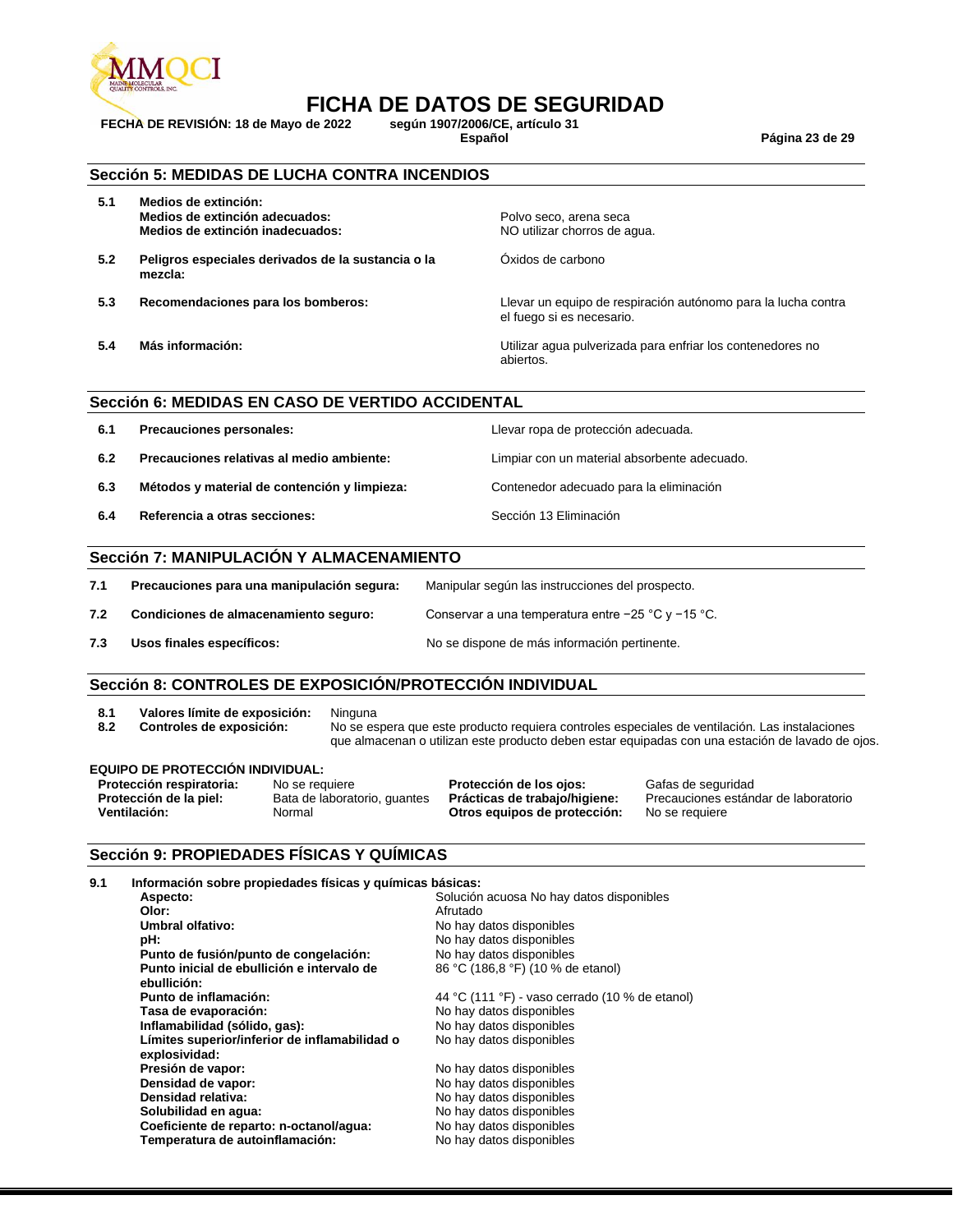## Sección 5: MEDIDAS DE LUCHA CONTRA INCENDIOS

| | | |
|---|---|---|
| 5.1 | **Medios de extinción:** | |
| | **Medios de extinción adecuados:** | Polvo seco, arena seca |
| | **Medios de extinción inadecuados:** | NO utilizar chorros de agua. |
| 5.2 | **Peligros especiales derivados de la sustancia o la mezcla:** | Óxidos de carbono |
| 5.3 | **Recomendaciones para los bomberos:** | Llevar un equipo de respiración autónomo para la lucha contra el fuego si es necesario. |
| 5.4 | **Más información:** | Utilizar agua pulverizada para enfriar los contenedores no abiertos. |

## Sección 6: MEDIDAS EN CASO DE VERTIDO ACCIDENTAL

| | | |
|---|---|---|
| 6.1 | **Precauciones personales:** | Llevar ropa de protección adecuada. |
| 6.2 | **Precauciones relativas al medio ambiente:** | Limpiar con un material absorbente adecuado. |
| 6.3 | **Métodos y material de contención y limpieza:** | Contenedor adecuado para la eliminación |
| 6.4 | **Referencia a otras secciones:** | Sección 13 Eliminación |

## Sección 7: MANIPULACIÓN Y ALMACENAMIENTO

| | | |
|---|---|---|
| 7.1 | **Precauciones para una manipulación segura:** | Manipular según las instrucciones del prospecto. |
| 7.2 | **Condiciones de almacenamiento seguro:** | Conservar a una temperatura entre −25 °C y −15 °C. |
| 7.3 | **Usos finales específicos:** | No se dispone de más información pertinente. |

## Sección 8: CONTROLES DE EXPOSICIÓN/PROTECCIÓN INDIVIDUAL

| | | |
|---|---|---|
| 8.1 | **Valores límite de exposición:** | Ninguna |
| 8.2 | **Controles de exposición:** | No se espera que este producto requiera controles especiales de ventilación. Las instalaciones que almacenan o utilizan este producto deben estar equipadas con una estación de lavado de ojos. |

**EQUIPO DE PROTECCIÓN INDIVIDUAL:**

| | | | |
|---|---|---|---|
| **Protección respiratoria:** | No se requiere | **Protección de los ojos:** | Gafas de seguridad |
| **Protección de la piel:** | Bata de laboratorio, guantes | **Prácticas de trabajo/higiene:** | Precauciones estándar de laboratorio |
| **Ventilación:** | Normal | **Otros equipos de protección:** | No se requiere |

## Sección 9: PROPIEDADES FÍSICAS Y QUÍMICAS

**9.1 Información sobre propiedades físicas y químicas básicas:**

| | |
|---|---|
| **Aspecto:** | Solución acuosa No hay datos disponibles |
| **Olor:** | Afrutado |
| **Umbral olfativo:** | No hay datos disponibles |
| **pH:** | No hay datos disponibles |
| **Punto de fusión/punto de congelación:** | No hay datos disponibles |
| **Punto inicial de ebullición e intervalo de ebullición:** | 86 °C (186,8 °F) (10 % de etanol) |
| **Punto de inflamación:** | 44 °C (111 °F) - vaso cerrado (10 % de etanol) |
| **Tasa de evaporación:** | No hay datos disponibles |
| **Inflamabilidad (sólido, gas):** | No hay datos disponibles |
| **Límites superior/inferior de inflamabilidad o explosividad:** | No hay datos disponibles |
| **Presión de vapor:** | No hay datos disponibles |
| **Densidad de vapor:** | No hay datos disponibles |
| **Densidad relativa:** | No hay datos disponibles |
| **Solubilidad en agua:** | No hay datos disponibles |
| **Coeficiente de reparto: n-octanol/agua:** | No hay datos disponibles |
| **Temperatura de autoinflamación:** | No hay datos disponibles |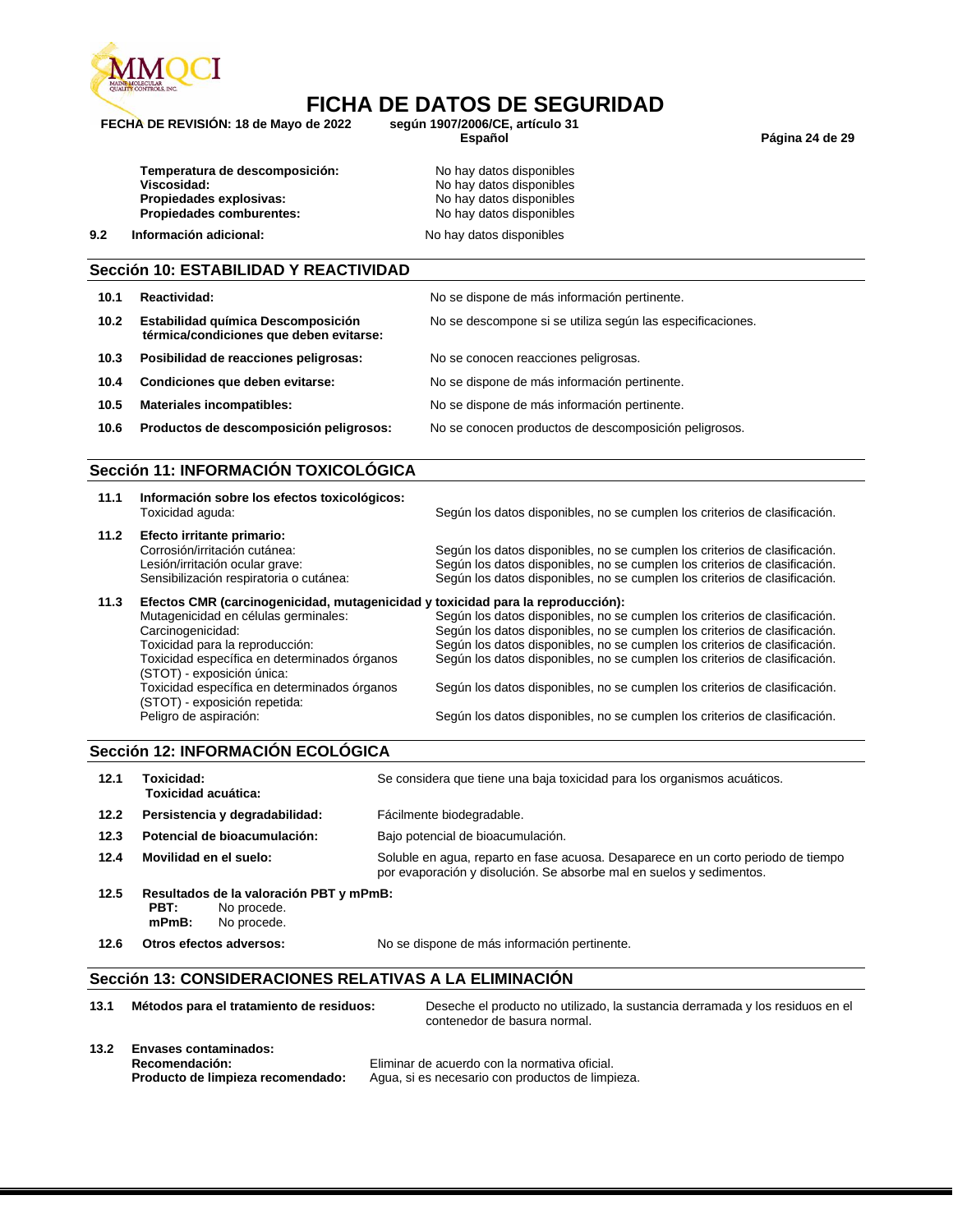| | |
|---|---|
| **Temperatura de descomposición:** | No hay datos disponibles |
| **Viscosidad:** | No hay datos disponibles |
| **Propiedades explosivas:** | No hay datos disponibles |
| **Propiedades comburentes:** | No hay datos disponibles |

**9.2 Información adicional:** No hay datos disponibles

## Sección 10: ESTABILIDAD Y REACTIVIDAD

| | | |
|---|---|---|
| **10.1** | **Reactividad:** | No se dispone de más información pertinente. |
| **10.2** | **Estabilidad química Descomposición térmica/condiciones que deben evitarse:** | No se descompone si se utiliza según las especificaciones. |
| **10.3** | **Posibilidad de reacciones peligrosas:** | No se conocen reacciones peligrosas. |
| **10.4** | **Condiciones que deben evitarse:** | No se dispone de más información pertinente. |
| **10.5** | **Materiales incompatibles:** | No se dispone de más información pertinente. |
| **10.6** | **Productos de descomposición peligrosos:** | No se conocen productos de descomposición peligrosos. |

## Sección 11: INFORMACIÓN TOXICOLÓGICA

**11.1 Información sobre los efectos toxicológicos:**

| | |
|---|---|
| Toxicidad aguda: | Según los datos disponibles, no se cumplen los criterios de clasificación. |

**11.2 Efecto irritante primario:**

| | |
|---|---|
| Corrosión/irritación cutánea: | Según los datos disponibles, no se cumplen los criterios de clasificación. |
| Lesión/irritación ocular grave: | Según los datos disponibles, no se cumplen los criterios de clasificación. |
| Sensibilización respiratoria o cutánea: | Según los datos disponibles, no se cumplen los criterios de clasificación. |

**11.3 Efectos CMR (carcinogenicidad, mutagenicidad y toxicidad para la reproducción):**

| | |
|---|---|
| Mutagenicidad en células germinales: | Según los datos disponibles, no se cumplen los criterios de clasificación. |
| Carcinogenicidad: | Según los datos disponibles, no se cumplen los criterios de clasificación. |
| Toxicidad para la reproducción: | Según los datos disponibles, no se cumplen los criterios de clasificación. |
| Toxicidad específica en determinados órganos (STOT) - exposición única: | Según los datos disponibles, no se cumplen los criterios de clasificación. |
| Toxicidad específica en determinados órganos (STOT) - exposición repetida: | Según los datos disponibles, no se cumplen los criterios de clasificación. |
| Peligro de aspiración: | Según los datos disponibles, no se cumplen los criterios de clasificación. |

## Sección 12: INFORMACIÓN ECOLÓGICA

| | | |
|---|---|---|
| **12.1** | **Toxicidad:** **Toxicidad acuática:** | Se considera que tiene una baja toxicidad para los organismos acuáticos. |
| **12.2** | **Persistencia y degradabilidad:** | Fácilmente biodegradable. |
| **12.3** | **Potencial de bioacumulación:** | Bajo potencial de bioacumulación. |
| **12.4** | **Movilidad en el suelo:** | Soluble en agua, reparto en fase acuosa. Desaparece en un corto periodo de tiempo por evaporación y disolución. Se absorbe mal en suelos y sedimentos. |

**12.5 Resultados de la valoración PBT y mPmB:**
- **PBT:** No procede.
- **mPmB:** No procede.

**12.6 Otros efectos adversos:** No se dispone de más información pertinente.

## Sección 13: CONSIDERACIONES RELATIVAS A LA ELIMINACIÓN

**13.1 Métodos para el tratamiento de residuos:** Deseche el producto no utilizado, la sustancia derramada y los residuos en el contenedor de basura normal.

**13.2 Envases contaminados:**

| | |
|---|---|
| **Recomendación:** | Eliminar de acuerdo con la normativa oficial. |
| **Producto de limpieza recomendado:** | Agua, si es necesario con productos de limpieza. |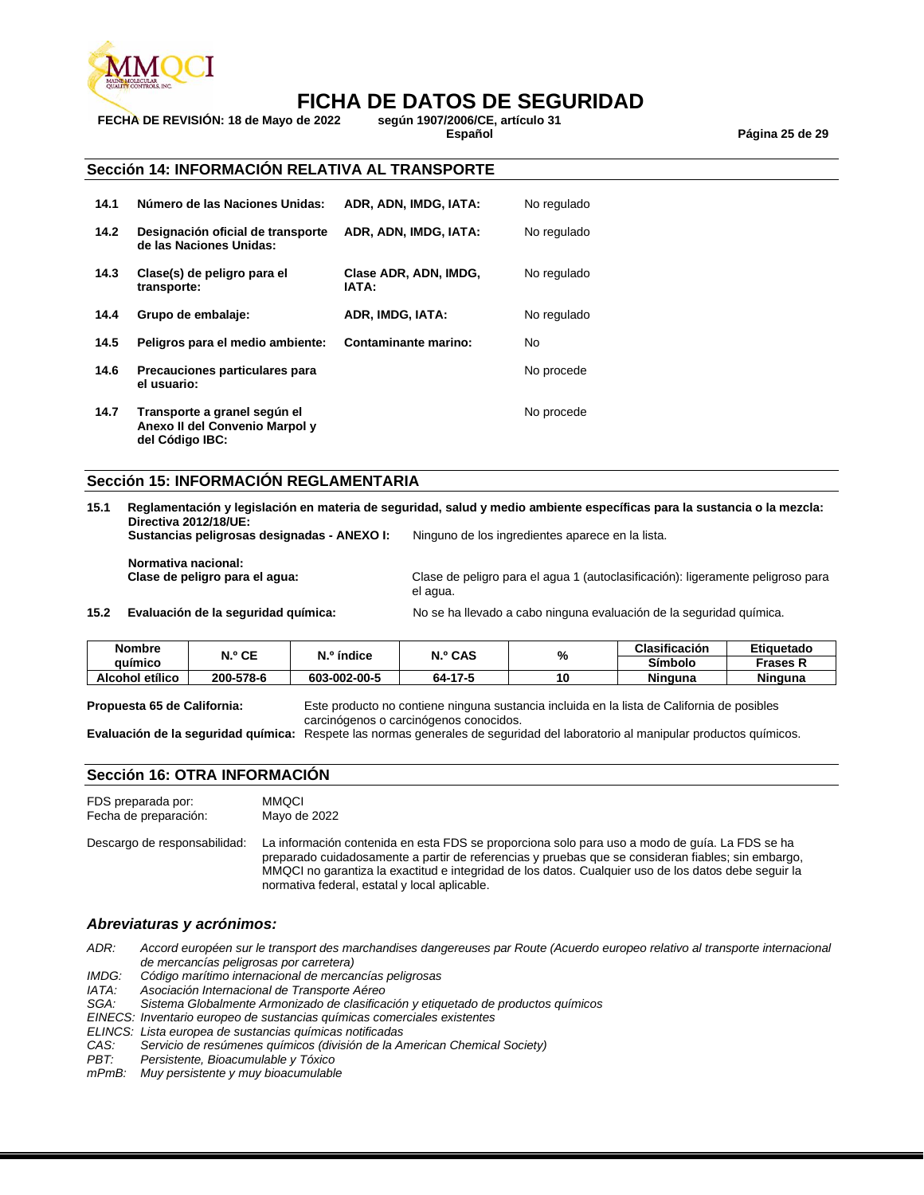## Sección 14: INFORMACIÓN RELATIVA AL TRANSPORTE

| | | | |
|---|---|---|---|
| **14.1** | **Número de las Naciones Unidas:** | **ADR, ADN, IMDG, IATA:** | No regulado |
| **14.2** | **Designación oficial de transporte de las Naciones Unidas:** | **ADR, ADN, IMDG, IATA:** | No regulado |
| **14.3** | **Clase(s) de peligro para el transporte:** | **Clase ADR, ADN, IMDG, IATA:** | No regulado |
| **14.4** | **Grupo de embalaje:** | **ADR, IMDG, IATA:** | No regulado |
| **14.5** | **Peligros para el medio ambiente:** | **Contaminante marino:** | No |
| **14.6** | **Precauciones particulares para el usuario:** | | No procede |
| **14.7** | **Transporte a granel según el Anexo II del Convenio Marpol y del Código IBC:** | | No procede |

## Sección 15: INFORMACIÓN REGLAMENTARIA

**15.1** **Reglamentación y legislación en materia de seguridad, salud y medio ambiente específicas para la sustancia o la mezcla:**
**Directiva 2012/18/UE:**
**Sustancias peligrosas designadas - ANEXO I:** Ninguno de los ingredientes aparece en la lista.

**Normativa nacional:**
**Clase de peligro para el agua:** Clase de peligro para el agua 1 (autoclasificación): ligeramente peligroso para el agua.

**15.2** **Evaluación de la seguridad química:** No se ha llevado a cabo ninguna evaluación de la seguridad química.

| Nombre químico | N.º CE | N.º índice | N.º CAS | % | Clasificación | Etiquetado |
|---|---|---|---|---|---|---|
| | | | | | Símbolo | Frases R |
| Alcohol etílico | 200-578-6 | 603-002-00-5 | 64-17-5 | 10 | Ninguna | Ninguna |

**Propuesta 65 de California:** Este producto no contiene ninguna sustancia incluida en la lista de California de posibles carcinógenos o carcinógenos conocidos.
**Evaluación de la seguridad química:** Respete las normas generales de seguridad del laboratorio al manipular productos químicos.

## Sección 16: OTRA INFORMACIÓN

FDS preparada por: MMQCI
Fecha de preparación: Mayo de 2022

Descargo de responsabilidad: La información contenida en esta FDS se proporciona solo para uso a modo de guía. La FDS se ha preparado cuidadosamente a partir de referencias y pruebas que se consideran fiables; sin embargo, MMQCI no garantiza la exactitud e integridad de los datos. Cualquier uso de los datos debe seguir la normativa federal, estatal y local aplicable.

### *Abreviaturas y acrónimos:*

*ADR: Accord européen sur le transport des marchandises dangereuses par Route (Acuerdo europeo relativo al transporte internacional de mercancías peligrosas por carretera)*
*IMDG: Código marítimo internacional de mercancías peligrosas*
*IATA: Asociación Internacional de Transporte Aéreo*
*SGA: Sistema Globalmente Armonizado de clasificación y etiquetado de productos químicos*
*EINECS: Inventario europeo de sustancias químicas comerciales existentes*
*ELINCS: Lista europea de sustancias químicas notificadas*
*CAS: Servicio de resúmenes químicos (división de la American Chemical Society)*
*PBT: Persistente, Bioacumulable y Tóxico*
*mPmB: Muy persistente y muy bioacumulable*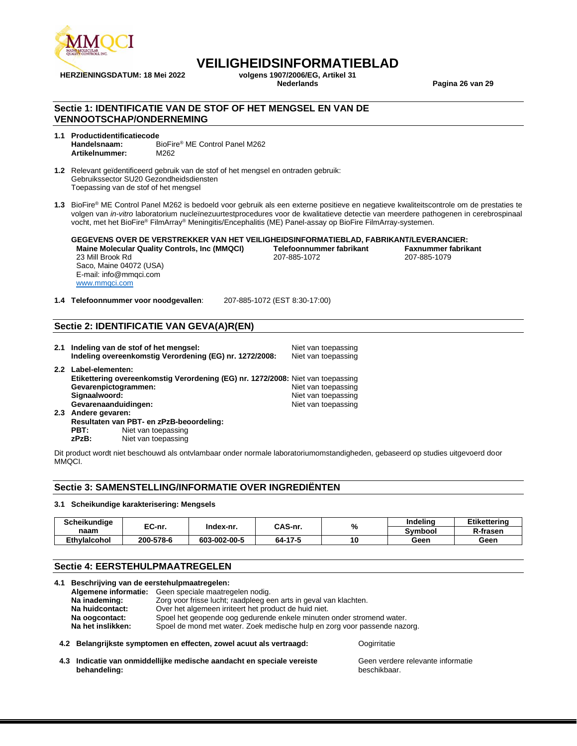# VEILIGHEIDSINFORMATIEBLAD

**HERZIENINGSDATUM: 18 Mei 2022** **volgens 1907/2006/EG, Artikel 31**
**Nederlands**

## Sectie 1: IDENTIFICATIE VAN DE STOF OF HET MENGSEL EN VAN DE VENNOOTSCHAP/ONDERNEMING

**1.1 Productidentificatiecode**
**Handelsnaam:** BioFire® ME Control Panel M262
**Artikelnummer:** M262

**1.2** Relevant geïdentificeerd gebruik van de stof of het mengsel en ontraden gebruik:
Gebruikssector SU20 Gezondheidsdiensten
Toepassing van de stof of het mengsel

**1.3** BioFire® ME Control Panel M262 is bedoeld voor gebruik als een externe positieve en negatieve kwaliteitscontrole om de prestaties te volgen van *in-vitro* laboratorium nucleïnezuurtestprocedures voor de kwalitatieve detectie van meerdere pathogenen in cerebrospinaal vocht, met het BioFire® FilmArray® Meningitis/Encephalitis (ME) Panel-assay op BioFire FilmArray-systemen.

**GEGEVENS OVER DE VERSTREKKER VAN HET VEILIGHEIDSINFORMATIEBLAD, FABRIKANT/LEVERANCIER:**

**Maine Molecular Quality Controls, Inc (MMQCI)**
23 Mill Brook Rd
Saco, Maine 04072 (USA)
E-mail: info@mmqci.com
www.mmqci.com

**Telefoonnummer fabrikant**
207-885-1072

**Faxnummer fabrikant**
207-885-1079

**1.4 Telefoonnummer voor noodgevallen**: 207-885-1072 (EST 8:30-17:00)

## Sectie 2: IDENTIFICATIE VAN GEVA(A)R(EN)

**2.1 Indeling van de stof of het mengsel:** Niet van toepassing
**Indeling overeenkomstig Verordening (EG) nr. 1272/2008:** Niet van toepassing

**2.2 Label-elementen:**
**Etikettering overeenkomstig Verordening (EG) nr. 1272/2008:** Niet van toepassing
**Gevarenpictogrammen:** Niet van toepassing
**Signaalwoord:** Niet van toepassing
**Gevarenaanduidingen:** Niet van toepassing

**2.3 Andere gevaren:**
**Resultaten van PBT- en zPzB-beoordeling:**
**PBT:** Niet van toepassing
**zPzB:** Niet van toepassing

Dit product wordt niet beschouwd als ontvlambaar onder normale laboratoriumomstandigheden, gebaseerd op studies uitgevoerd door MMQCI.

## Sectie 3: SAMENSTELLING/INFORMATIE OVER INGREDIËNTEN

**3.1 Scheikundige karakterisering: Mengsels**

| Scheikundige naam | EC-nr. | Index-nr. | CAS-nr. | % | Indeling Symbool | Etikettering R-frasen |
|---|---|---|---|---|---|---|
| **Ethylalcohol** | **200-578-6** | **603-002-00-5** | **64-17-5** | **10** | **Geen** | **Geen** |

## Sectie 4: EERSTEHULPMAATREGELEN

**4.1 Beschrijving van de eerstehulpmaatregelen:**
**Algemene informatie:** Geen speciale maatregelen nodig.
**Na inademing:** Zorg voor frisse lucht; raadpleeg een arts in geval van klachten.
**Na huidcontact:** Over het algemeen irriteert het product de huid niet.
**Na oogcontact:** Spoel het geopende oog gedurende enkele minuten onder stromend water.
**Na het inslikken:** Spoel de mond met water. Zoek medische hulp en zorg voor passende nazorg.

**4.2 Belangrijkste symptomen en effecten, zowel acuut als vertraagd:** Oogirritatie

**4.3 Indicatie van onmiddellijke medische aandacht en speciale vereiste behandeling:** Geen verdere relevante informatie beschikbaar.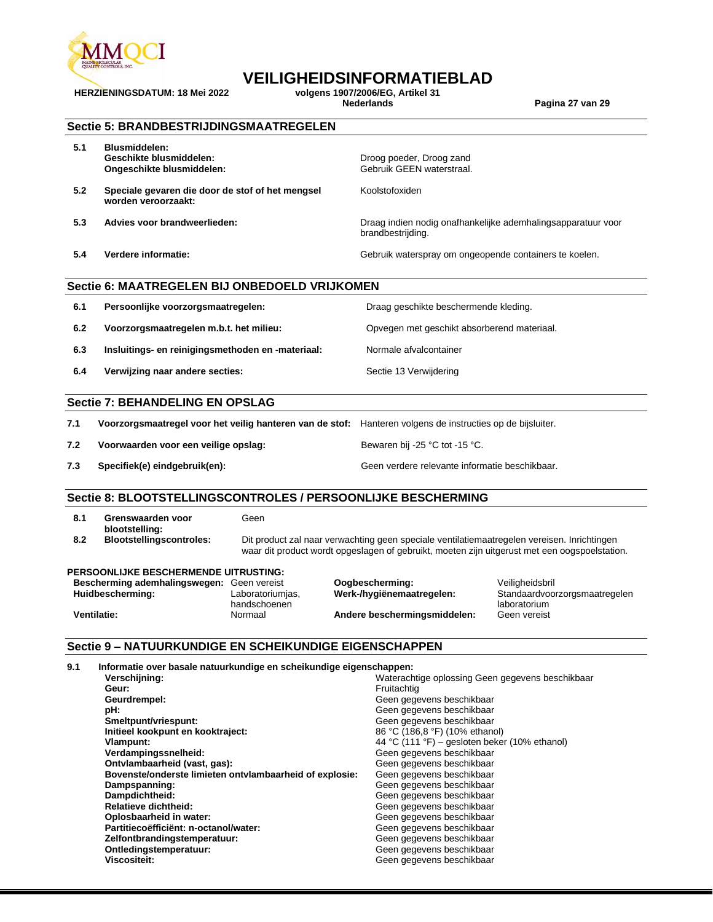# VEILIGHEIDSINFORMATIEBLAD

**HERZIENINGSDATUM: 18 Mei 2022** **volgens 1907/2006/EG, Artikel 31**
**Nederlands**

## Sectie 5: BRANDBESTRIJDINGSMAATREGELEN

| | | |
|---|---|---|
| **5.1** | **Blusmiddelen:**<br>**Geschikte blusmiddelen:**<br>**Ongeschikte blusmiddelen:** | <br>Droog poeder, Droog zand<br>Gebruik GEEN waterstraal. |
| **5.2** | **Speciale gevaren die door de stof of het mengsel worden veroorzaakt:** | Koolstofoxiden |
| **5.3** | **Advies voor brandweerlieden:** | Draag indien nodig onafhankelijke ademhalingsapparatuur voor brandbestrijding. |
| **5.4** | **Verdere informatie:** | Gebruik waterspray om ongeopende containers te koelen. |

## Sectie 6: MAATREGELEN BIJ ONBEDOELD VRIJKOMEN

| | | |
|---|---|---|
| **6.1** | **Persoonlijke voorzorgsmaatregelen:** | Draag geschikte beschermende kleding. |
| **6.2** | **Voorzorgsmaatregelen m.b.t. het milieu:** | Opvegen met geschikt absorberend materiaal. |
| **6.3** | **Insluitings- en reinigingsmethoden en -materiaal:** | Normale afvalcontainer |
| **6.4** | **Verwijzing naar andere secties:** | Sectie 13 Verwijdering |

## Sectie 7: BEHANDELING EN OPSLAG

| | | |
|---|---|---|
| **7.1** | **Voorzorgsmaatregel voor het veilig hanteren van de stof:** | Hanteren volgens de instructies op de bijsluiter. |
| **7.2** | **Voorwaarden voor een veilige opslag:** | Bewaren bij -25 °C tot -15 °C. |
| **7.3** | **Specifiek(e) eindgebruik(en):** | Geen verdere relevante informatie beschikbaar. |

## Sectie 8: BLOOTSTELLINGSCONTROLES / PERSOONLIJKE BESCHERMING

| | | |
|---|---|---|
| **8.1** | **Grenswaarden voor blootstelling:** | Geen |
| **8.2** | **Blootstellingscontroles:** | Dit product zal naar verwachting geen speciale ventilatiemaatregelen vereisen. Inrichtingen waar dit product wordt opgeslagen of gebruikt, moeten zijn uitgerust met een oogspoelstation. |

**PERSOONLIJKE BESCHERMENDE UITRUSTING:**

| | | | |
|---|---|---|---|
| **Bescherming ademhalingswegen:** | Geen vereist | **Oogbescherming:** | Veiligheidsbril |
| **Huidbescherming:** | Laboratoriumjas, handschoenen | **Werk-/hygiënemaatregelen:** | Standaardvoorzorgsmaatregelen laboratorium |
| **Ventilatie:** | Normaal | **Andere beschermingsmiddelen:** | Geen vereist |

## Sectie 9 – NATUURKUNDIGE EN SCHEIKUNDIGE EIGENSCHAPPEN

**9.1 Informatie over basale natuurkundige en scheikundige eigenschappen:**

| | |
|---|---|
| **Verschijning:** | Waterachtige oplossing Geen gegevens beschikbaar |
| **Geur:** | Fruitachtig |
| **Geurdrempel:** | Geen gegevens beschikbaar |
| **pH:** | Geen gegevens beschikbaar |
| **Smeltpunt/vriespunt:** | Geen gegevens beschikbaar |
| **Initieel kookpunt en kooktraject:** | 86 °C (186,8 °F) (10% ethanol) |
| **Vlampunt:** | 44 °C (111 °F) – gesloten beker (10% ethanol) |
| **Verdampingssnelheid:** | Geen gegevens beschikbaar |
| **Ontvlambaarheid (vast, gas):** | Geen gegevens beschikbaar |
| **Bovenste/onderste limieten ontvlambaarheid of explosie:** | Geen gegevens beschikbaar |
| **Dampspanning:** | Geen gegevens beschikbaar |
| **Dampdichtheid:** | Geen gegevens beschikbaar |
| **Relatieve dichtheid:** | Geen gegevens beschikbaar |
| **Oplosbaarheid in water:** | Geen gegevens beschikbaar |
| **Partitiecoëfficiënt: n-octanol/water:** | Geen gegevens beschikbaar |
| **Zelfontbrandingstemperatuur:** | Geen gegevens beschikbaar |
| **Ontledingstemperatuur:** | Geen gegevens beschikbaar |
| **Viscositeit:** | Geen gegevens beschikbaar |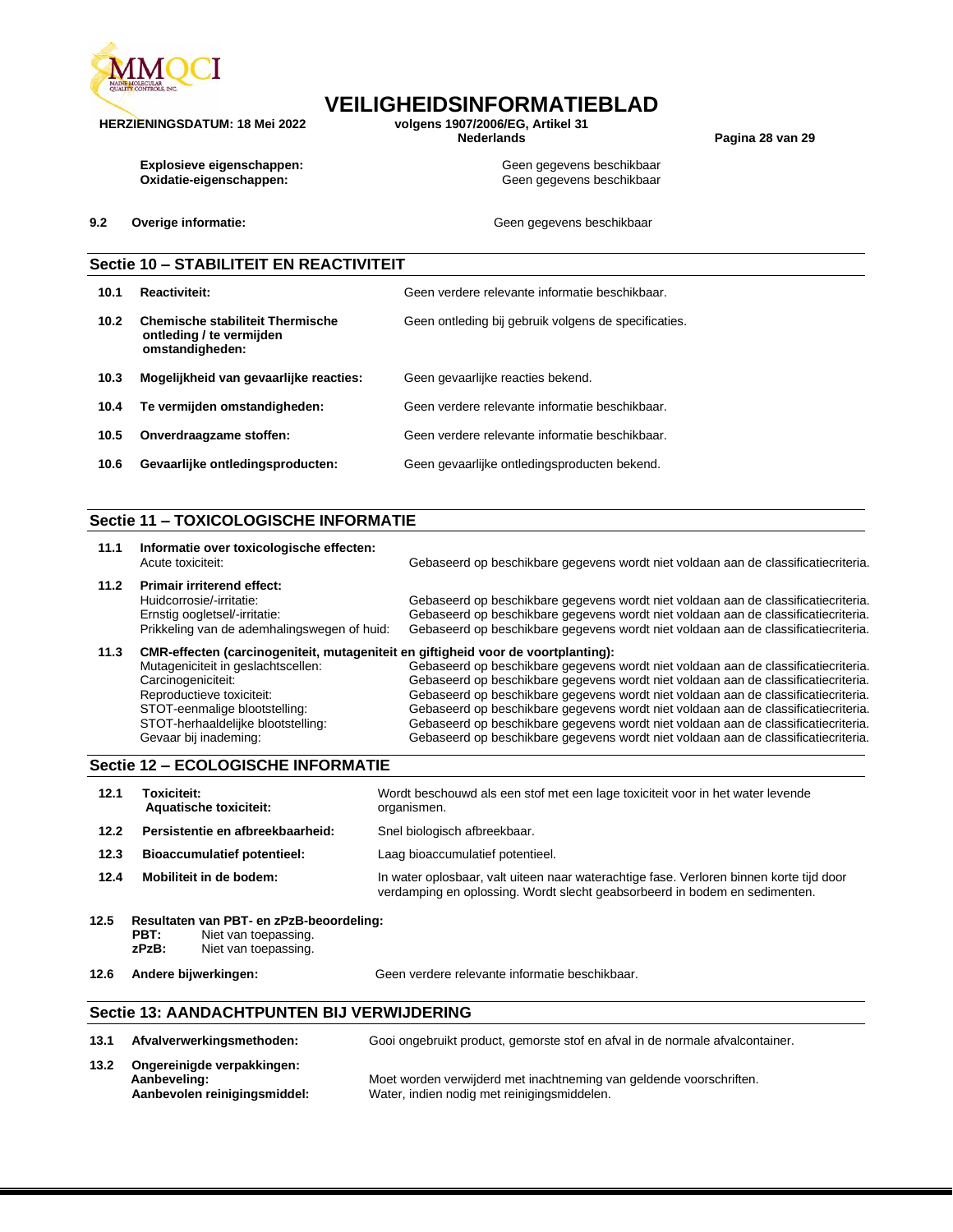**Explosieve eigenschappen:** Geen gegevens beschikbaar
**Oxidatie-eigenschappen:** Geen gegevens beschikbaar

**9.2 Overige informatie:** Geen gegevens beschikbaar

## Sectie 10 – STABILITEIT EN REACTIVITEIT

| | | |
|---|---|---|
| **10.1** | **Reactiviteit:** | Geen verdere relevante informatie beschikbaar. |
| **10.2** | **Chemische stabiliteit Thermische ontleding / te vermijden omstandigheden:** | Geen ontleding bij gebruik volgens de specificaties. |
| **10.3** | **Mogelijkheid van gevaarlijke reacties:** | Geen gevaarlijke reacties bekend. |
| **10.4** | **Te vermijden omstandigheden:** | Geen verdere relevante informatie beschikbaar. |
| **10.5** | **Onverdraagzame stoffen:** | Geen verdere relevante informatie beschikbaar. |
| **10.6** | **Gevaarlijke ontledingsproducten:** | Geen gevaarlijke ontledingsproducten bekend. |

## Sectie 11 – TOXICOLOGISCHE INFORMATIE

**11.1 Informatie over toxicologische effecten:**

| | |
|---|---|
| Acute toxiciteit: | Gebaseerd op beschikbare gegevens wordt niet voldaan aan de classificatiecriteria. |

**11.2 Primair irriterend effect:**

| | |
|---|---|
| Huidcorrosie/-irritatie: | Gebaseerd op beschikbare gegevens wordt niet voldaan aan de classificatiecriteria. |
| Ernstig oogletsel/-irritatie: | Gebaseerd op beschikbare gegevens wordt niet voldaan aan de classificatiecriteria. |
| Prikkeling van de ademhalingswegen of huid: | Gebaseerd op beschikbare gegevens wordt niet voldaan aan de classificatiecriteria. |

**11.3 CMR-effecten (carcinogeniteit, mutageniteit en giftigheid voor de voortplanting):**

| | |
|---|---|
| Mutageniciteit in geslachtscellen: | Gebaseerd op beschikbare gegevens wordt niet voldaan aan de classificatiecriteria. |
| Carcinogeniciteit: | Gebaseerd op beschikbare gegevens wordt niet voldaan aan de classificatiecriteria. |
| Reproductieve toxiciteit: | Gebaseerd op beschikbare gegevens wordt niet voldaan aan de classificatiecriteria. |
| STOT-eenmalige blootstelling: | Gebaseerd op beschikbare gegevens wordt niet voldaan aan de classificatiecriteria. |
| STOT-herhaaldelijke blootstelling: | Gebaseerd op beschikbare gegevens wordt niet voldaan aan de classificatiecriteria. |
| Gevaar bij inademing: | Gebaseerd op beschikbare gegevens wordt niet voldaan aan de classificatiecriteria. |

## Sectie 12 – ECOLOGISCHE INFORMATIE

| | | |
|---|---|---|
| **12.1** | **Toxiciteit: Aquatische toxiciteit:** | Wordt beschouwd als een stof met een lage toxiciteit voor in het water levende organismen. |
| **12.2** | **Persistentie en afbreekbaarheid:** | Snel biologisch afbreekbaar. |
| **12.3** | **Bioaccumulatief potentieel:** | Laag bioaccumulatief potentieel. |
| **12.4** | **Mobiliteit in de bodem:** | In water oplosbaar, valt uiteen naar waterachtige fase. Verloren binnen korte tijd door verdamping en oplossing. Wordt slecht geabsorbeerd in bodem en sedimenten. |

**12.5 Resultaten van PBT- en zPzB-beoordeling:**
**PBT:** Niet van toepassing.
**zPzB:** Niet van toepassing.

**12.6 Andere bijwerkingen:** Geen verdere relevante informatie beschikbaar.

## Sectie 13: AANDACHTPUNTEN BIJ VERWIJDERING

**13.1 Afvalverwerkingsmethoden:** Gooi ongebruikt product, gemorste stof en afval in de normale afvalcontainer.

**13.2 Ongereinigde verpakkingen:**
**Aanbeveling:** Moet worden verwijderd met inachtneming van geldende voorschriften.
**Aanbevolen reinigingsmiddel:** Water, indien nodig met reinigingsmiddelen.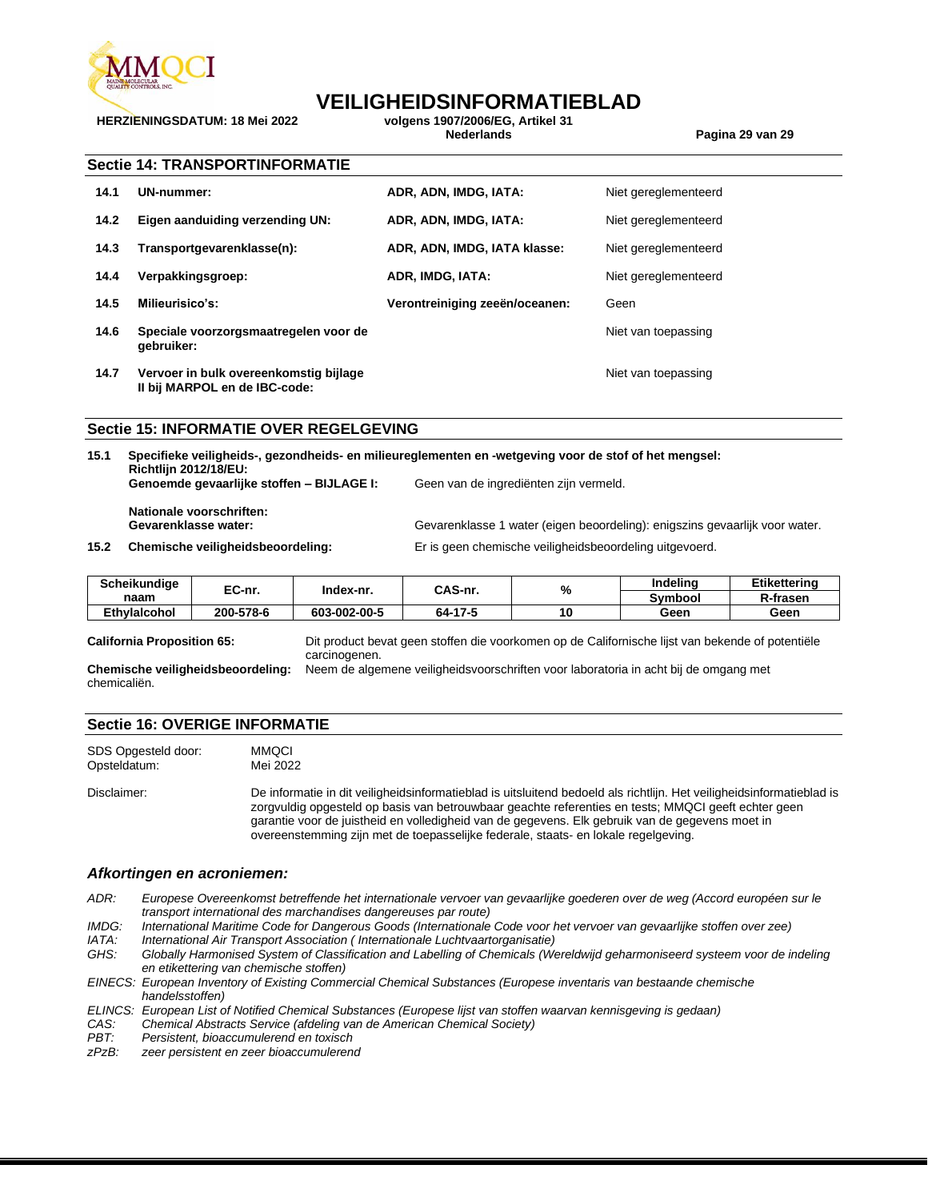## Sectie 14: TRANSPORTINFORMATIE

| | | | |
|---|---|---|---|
| **14.1** | **UN-nummer:** | **ADR, ADN, IMDG, IATA:** | Niet gereglementeerd |
| **14.2** | **Eigen aanduiding verzending UN:** | **ADR, ADN, IMDG, IATA:** | Niet gereglementeerd |
| **14.3** | **Transportgevarenklasse(n):** | **ADR, ADN, IMDG, IATA klasse:** | Niet gereglementeerd |
| **14.4** | **Verpakkingsgroep:** | **ADR, IMDG, IATA:** | Niet gereglementeerd |
| **14.5** | **Milieurisico's:** | **Verontreiniging zeeën/oceanen:** | Geen |
| **14.6** | **Speciale voorzorgsmaatregelen voor de gebruiker:** | | Niet van toepassing |
| **14.7** | **Vervoer in bulk overeenkomstig bijlage II bij MARPOL en de IBC-code:** | | Niet van toepassing |

## Sectie 15: INFORMATIE OVER REGELGEVING

**15.1 Specifieke veiligheids-, gezondheids- en milieureglementen en -wetgeving voor de stof of het mengsel:**
**Richtlijn 2012/18/EU:**
**Genoemde gevaarlijke stoffen – BIJLAGE I:** Geen van de ingrediënten zijn vermeld.

**Nationale voorschriften:**
**Gevarenklasse water:** Gevarenklasse 1 water (eigen beoordeling): enigszins gevaarlijk voor water.

**15.2 Chemische veiligheidsbeoordeling:** Er is geen chemische veiligheidsbeoordeling uitgevoerd.

| Scheikundige naam | EC-nr. | Index-nr. | CAS-nr. | % | Indeling | Etikettering |
|---|---|---|---|---|---|---|
| | | | | | Symbool | R-frasen |
| Ethylalcohol | 200-578-6 | 603-002-00-5 | 64-17-5 | 10 | Geen | Geen |

**California Proposition 65:** Dit product bevat geen stoffen die voorkomen op de Californische lijst van bekende of potentiële carcinogenen.

**Chemische veiligheidsbeoordeling:** Neem de algemene veiligheidsvoorschriften voor laboratoria in acht bij de omgang met chemicaliën.

## Sectie 16: OVERIGE INFORMATIE

SDS Opgesteld door: MMQCI
Opsteldatum: Mei 2022

Disclaimer: De informatie in dit veiligheidsinformatieblad is uitsluitend bedoeld als richtlijn. Het veiligheidsinformatieblad is zorgvuldig opgesteld op basis van betrouwbaar geachte referenties en tests; MMQCI geeft echter geen garantie voor de juistheid en volledigheid van de gegevens. Elk gebruik van de gegevens moet in overeenstemming zijn met de toepasselijke federale, staats- en lokale regelgeving.

### *Afkortingen en acroniemen:*

*ADR: Europese Overeenkomst betreffende het internationale vervoer van gevaarlijke goederen over de weg (Accord européen sur le transport international des marchandises dangereuses par route)*
*IMDG: International Maritime Code for Dangerous Goods (Internationale Code voor het vervoer van gevaarlijke stoffen over zee)*
*IATA: International Air Transport Association ( Internationale Luchtvaartorganisatie)*
*GHS: Globally Harmonised System of Classification and Labelling of Chemicals (Wereldwijd geharmoniseerd systeem voor de indeling en etikettering van chemische stoffen)*
*EINECS: European Inventory of Existing Commercial Chemical Substances (Europese inventaris van bestaande chemische handelsstoffen)*
*ELINCS: European List of Notified Chemical Substances (Europese lijst van stoffen waarvan kennisgeving is gedaan)*
*CAS: Chemical Abstracts Service (afdeling van de American Chemical Society)*
*PBT: Persistent, bioaccumulerend en toxisch*
*zPzB: zeer persistent en zeer bioaccumulerend*